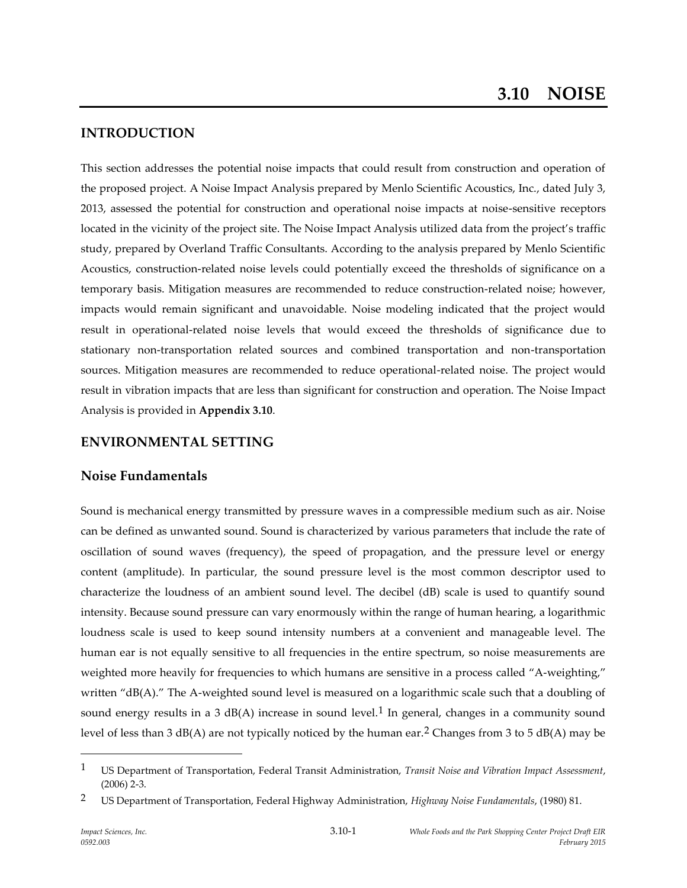# 3.10 NOISE

## INTRODUCTION

This section addresses the potential noise impacts that could result from construction and operation of the proposed project. A Noise Impact Analysis prepared by Menlo Scientific Acoustics, Inc., dated July 3, 2013, assessed the potential for construction and operational noise impacts at noise-sensitive receptors located in the vicinity of the project site. The Noise Impact Analysis utilized data from the project's traffic study, prepared by Overland Traffic Consultants. According to the analysis prepared by Menlo Scientific Acoustics, construction-related noise levels could potentially exceed the thresholds of significance on a temporary basis. Mitigation measures are recommended to reduce construction-related noise; however, impacts would remain significant and unavoidable. Noise modeling indicated that the project would result in operational-related noise levels that would exceed the thresholds of significance due to stationary non-transportation related sources and combined transportation and non-transportation sources. Mitigation measures are recommended to reduce operational-related noise. The project would result in vibration impacts that are less than significant for construction and operation. The Noise Impact Analysis is provided in **Appendix 3.10**.

## ENVIRONMENTAL SETTING

### Noise Fundamentals

Sound is mechanical energy transmitted by pressure waves in a compressible medium such as air. Noise can be defined as unwanted sound. Sound is characterized by various parameters that include the rate of oscillation of sound waves (frequency), the speed of propagation, and the pressure level or energy content (amplitude). In particular, the sound pressure level is the most common descriptor used to characterize the loudness of an ambient sound level. The decibel (dB) scale is used to quantify sound intensity. Because sound pressure can vary enormously within the range of human hearing, a logarithmic loudness scale is used to keep sound intensity numbers at a convenient and manageable level. The human ear is not equally sensitive to all frequencies in the entire spectrum, so noise measurements are weighted more heavily for frequencies to which humans are sensitive in a process called "A-weighting," written "dB(A)." The A-weighted sound level is measured on a logarithmic scale such that a doubling of sound energy results in a 3 dB(A) increase in sound level.[1] In general, changes in a community sound level of less than 3 dB(A) are not typically noticed by the human ear.[2] Changes from 3 to 5 dB(A) may be

---

[1] US Department of Transportation, Federal Transit Administration, *Transit Noise and Vibration Impact Assessment*, (2006) 2-3.

[2] US Department of Transportation, Federal Highway Administration, *Highway Noise Fundamentals*, (1980) 81.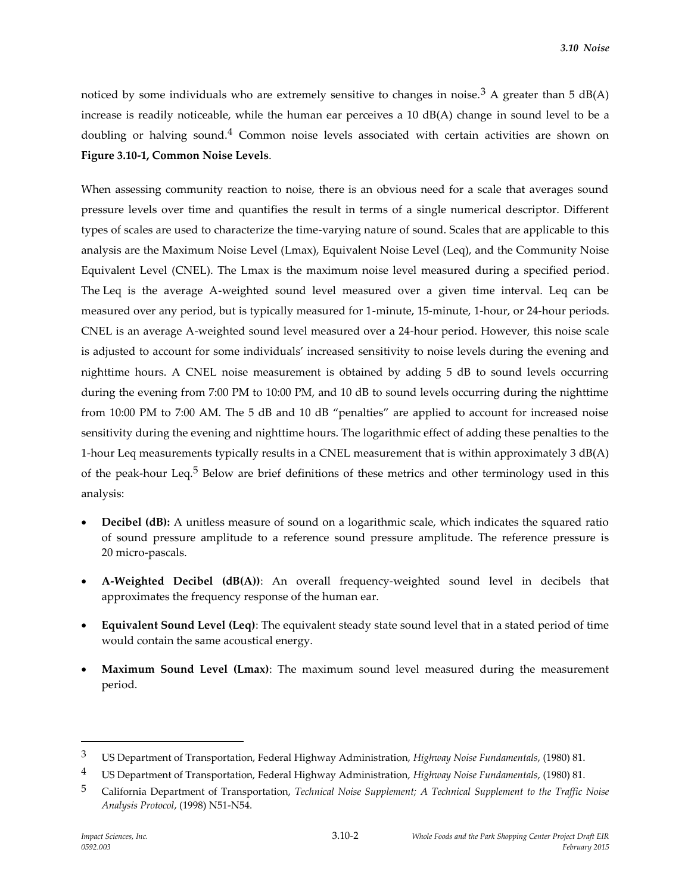noticed by some individuals who are extremely sensitive to changes in noise.[3] A greater than 5 dB(A) increase is readily noticeable, while the human ear perceives a 10 dB(A) change in sound level to be a doubling or halving sound.[4] Common noise levels associated with certain activities are shown on **Figure 3.10-1, Common Noise Levels**.

When assessing community reaction to noise, there is an obvious need for a scale that averages sound pressure levels over time and quantifies the result in terms of a single numerical descriptor. Different types of scales are used to characterize the time-varying nature of sound. Scales that are applicable to this analysis are the Maximum Noise Level (Lmax), Equivalent Noise Level (Leq), and the Community Noise Equivalent Level (CNEL). The Lmax is the maximum noise level measured during a specified period. The Leq is the average A-weighted sound level measured over a given time interval. Leq can be measured over any period, but is typically measured for 1-minute, 15-minute, 1-hour, or 24-hour periods. CNEL is an average A-weighted sound level measured over a 24-hour period. However, this noise scale is adjusted to account for some individuals' increased sensitivity to noise levels during the evening and nighttime hours. A CNEL noise measurement is obtained by adding 5 dB to sound levels occurring during the evening from 7:00 PM to 10:00 PM, and 10 dB to sound levels occurring during the nighttime from 10:00 PM to 7:00 AM. The 5 dB and 10 dB "penalties" are applied to account for increased noise sensitivity during the evening and nighttime hours. The logarithmic effect of adding these penalties to the 1-hour Leq measurements typically results in a CNEL measurement that is within approximately 3 dB(A) of the peak-hour Leq.[5] Below are brief definitions of these metrics and other terminology used in this analysis:

- **Decibel (dB):** A unitless measure of sound on a logarithmic scale, which indicates the squared ratio of sound pressure amplitude to a reference sound pressure amplitude. The reference pressure is 20 micro-pascals.
- **A-Weighted Decibel (dB(A))**: An overall frequency-weighted sound level in decibels that approximates the frequency response of the human ear.
- **Equivalent Sound Level (Leq)**: The equivalent steady state sound level that in a stated period of time would contain the same acoustical energy.
- **Maximum Sound Level (Lmax)**: The maximum sound level measured during the measurement period.

---

[3] US Department of Transportation, Federal Highway Administration, *Highway Noise Fundamentals*, (1980) 81.

[4] US Department of Transportation, Federal Highway Administration, *Highway Noise Fundamentals*, (1980) 81.

[5] California Department of Transportation, *Technical Noise Supplement; A Technical Supplement to the Traffic Noise Analysis Protocol*, (1998) N51-N54.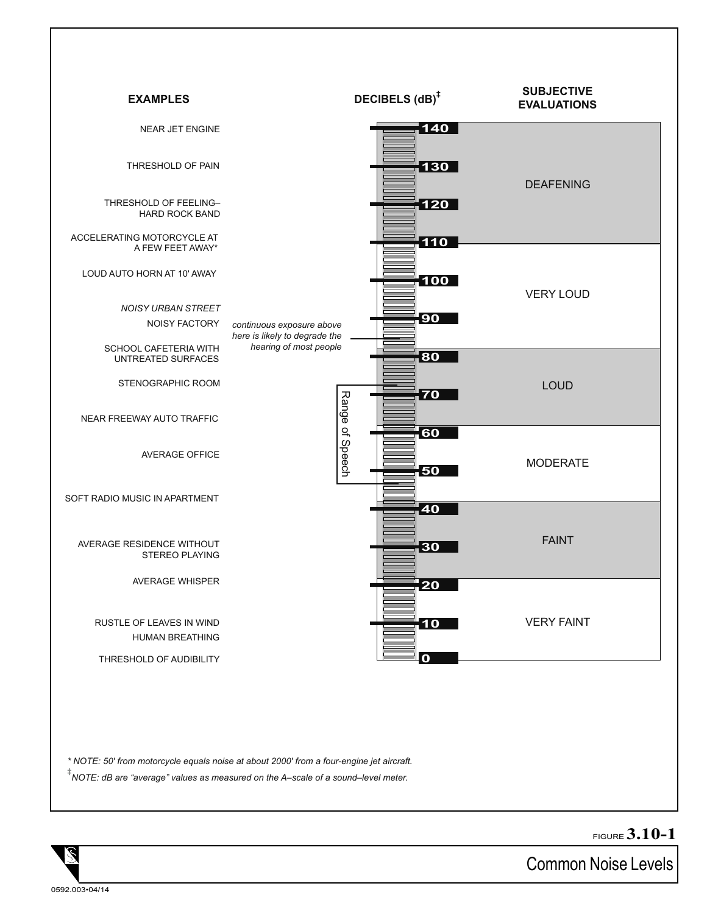| EXAMPLES | DECIBELS (dB)‡ | SUBJECTIVE EVALUATIONS |
|---|---|---|
| NEAR JET ENGINE | 140 | DEAFENING |
| THRESHOLD OF PAIN | 130 | |
| THRESHOLD OF FEELING– HARD ROCK BAND | 120 | |
| ACCELERATING MOTORCYCLE AT A FEW FEET AWAY* | 110 | |
| LOUD AUTO HORN AT 10' AWAY | 100 | VERY LOUD |
| *NOISY URBAN STREET* | | |
| NOISY FACTORY | 90 | |
| SCHOOL CAFETERIA WITH UNTREATED SURFACES | | |
| | 80 | LOUD |
| STENOGRAPHIC ROOM | 70 | |
| NEAR FREEWAY AUTO TRAFFIC | 60 | MODERATE |
| AVERAGE OFFICE | 50 | |
| SOFT RADIO MUSIC IN APARTMENT | 40 | FAINT |
| AVERAGE RESIDENCE WITHOUT STEREO PLAYING | 30 | |
| AVERAGE WHISPER | 20 | VERY FAINT |
| RUSTLE OF LEAVES IN WIND | 10 | |
| HUMAN BREATHING | | |
| THRESHOLD OF AUDIBILITY | 0 | |

*continuous exposure above here is likely to degrade the hearing of most people* (approximately 85 dB)

Range of Speech (approximately 48–73 dB)

*\* NOTE: 50' from motorcycle equals noise at about 2000' from a four-engine jet aircraft.*

*‡ NOTE: dB are "average" values as measured on the A–scale of a sound–level meter.*

FIGURE **3.10-1**

Common Noise Levels

0592.003•04/14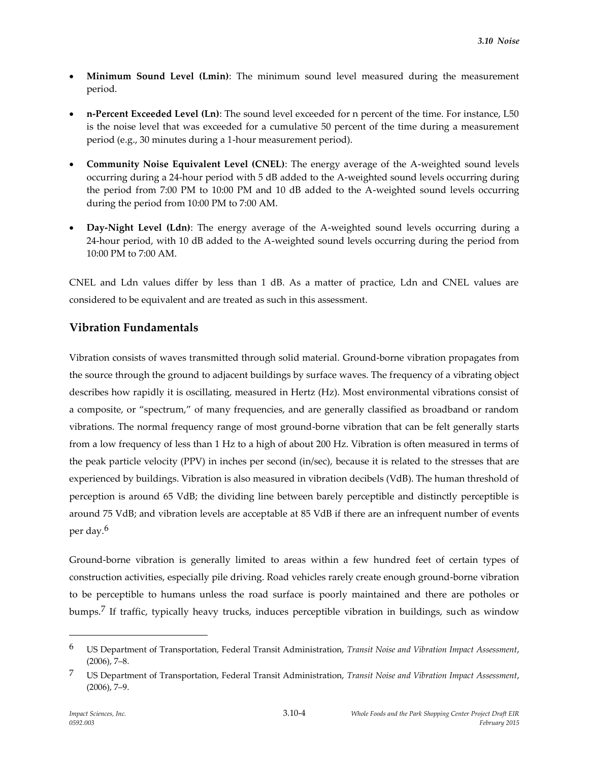- **Minimum Sound Level (Lmin)**: The minimum sound level measured during the measurement period.
- **n-Percent Exceeded Level (Ln)**: The sound level exceeded for n percent of the time. For instance, L50 is the noise level that was exceeded for a cumulative 50 percent of the time during a measurement period (e.g., 30 minutes during a 1-hour measurement period).
- **Community Noise Equivalent Level (CNEL)**: The energy average of the A-weighted sound levels occurring during a 24-hour period with 5 dB added to the A-weighted sound levels occurring during the period from 7:00 PM to 10:00 PM and 10 dB added to the A-weighted sound levels occurring during the period from 10:00 PM to 7:00 AM.
- **Day-Night Level (Ldn)**: The energy average of the A-weighted sound levels occurring during a 24-hour period, with 10 dB added to the A-weighted sound levels occurring during the period from 10:00 PM to 7:00 AM.

CNEL and Ldn values differ by less than 1 dB. As a matter of practice, Ldn and CNEL values are considered to be equivalent and are treated as such in this assessment.

## Vibration Fundamentals

Vibration consists of waves transmitted through solid material. Ground-borne vibration propagates from the source through the ground to adjacent buildings by surface waves. The frequency of a vibrating object describes how rapidly it is oscillating, measured in Hertz (Hz). Most environmental vibrations consist of a composite, or "spectrum," of many frequencies, and are generally classified as broadband or random vibrations. The normal frequency range of most ground-borne vibration that can be felt generally starts from a low frequency of less than 1 Hz to a high of about 200 Hz. Vibration is often measured in terms of the peak particle velocity (PPV) in inches per second (in/sec), because it is related to the stresses that are experienced by buildings. Vibration is also measured in vibration decibels (VdB). The human threshold of perception is around 65 VdB; the dividing line between barely perceptible and distinctly perceptible is around 75 VdB; and vibration levels are acceptable at 85 VdB if there are an infrequent number of events per day.[6]

Ground-borne vibration is generally limited to areas within a few hundred feet of certain types of construction activities, especially pile driving. Road vehicles rarely create enough ground-borne vibration to be perceptible to humans unless the road surface is poorly maintained and there are potholes or bumps.[7] If traffic, typically heavy trucks, induces perceptible vibration in buildings, such as window

---

[6] US Department of Transportation, Federal Transit Administration, *Transit Noise and Vibration Impact Assessment*, (2006), 7–8.

[7] US Department of Transportation, Federal Transit Administration, *Transit Noise and Vibration Impact Assessment*, (2006), 7–9.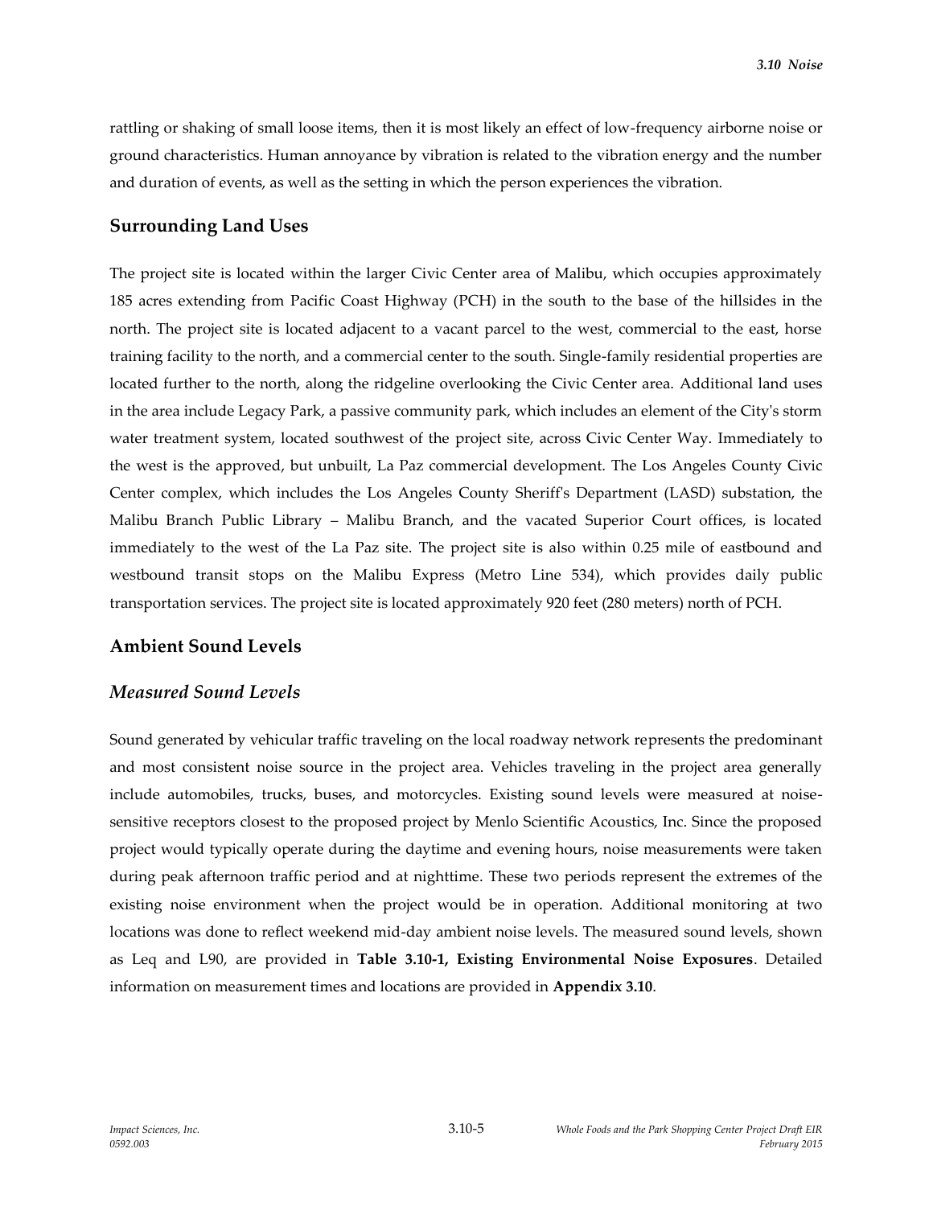rattling or shaking of small loose items, then it is most likely an effect of low-frequency airborne noise or ground characteristics. Human annoyance by vibration is related to the vibration energy and the number and duration of events, as well as the setting in which the person experiences the vibration.

## Surrounding Land Uses

The project site is located within the larger Civic Center area of Malibu, which occupies approximately 185 acres extending from Pacific Coast Highway (PCH) in the south to the base of the hillsides in the north. The project site is located adjacent to a vacant parcel to the west, commercial to the east, horse training facility to the north, and a commercial center to the south. Single-family residential properties are located further to the north, along the ridgeline overlooking the Civic Center area. Additional land uses in the area include Legacy Park, a passive community park, which includes an element of the City's storm water treatment system, located southwest of the project site, across Civic Center Way. Immediately to the west is the approved, but unbuilt, La Paz commercial development. The Los Angeles County Civic Center complex, which includes the Los Angeles County Sheriff's Department (LASD) substation, the Malibu Branch Public Library – Malibu Branch, and the vacated Superior Court offices, is located immediately to the west of the La Paz site. The project site is also within 0.25 mile of eastbound and westbound transit stops on the Malibu Express (Metro Line 534), which provides daily public transportation services. The project site is located approximately 920 feet (280 meters) north of PCH.

## Ambient Sound Levels

### *Measured Sound Levels*

Sound generated by vehicular traffic traveling on the local roadway network represents the predominant and most consistent noise source in the project area. Vehicles traveling in the project area generally include automobiles, trucks, buses, and motorcycles. Existing sound levels were measured at noise-sensitive receptors closest to the proposed project by Menlo Scientific Acoustics, Inc. Since the proposed project would typically operate during the daytime and evening hours, noise measurements were taken during peak afternoon traffic period and at nighttime. These two periods represent the extremes of the existing noise environment when the project would be in operation. Additional monitoring at two locations was done to reflect weekend mid-day ambient noise levels. The measured sound levels, shown as Leq and L90, are provided in **Table 3.10-1, Existing Environmental Noise Exposures**. Detailed information on measurement times and locations are provided in **Appendix 3.10**.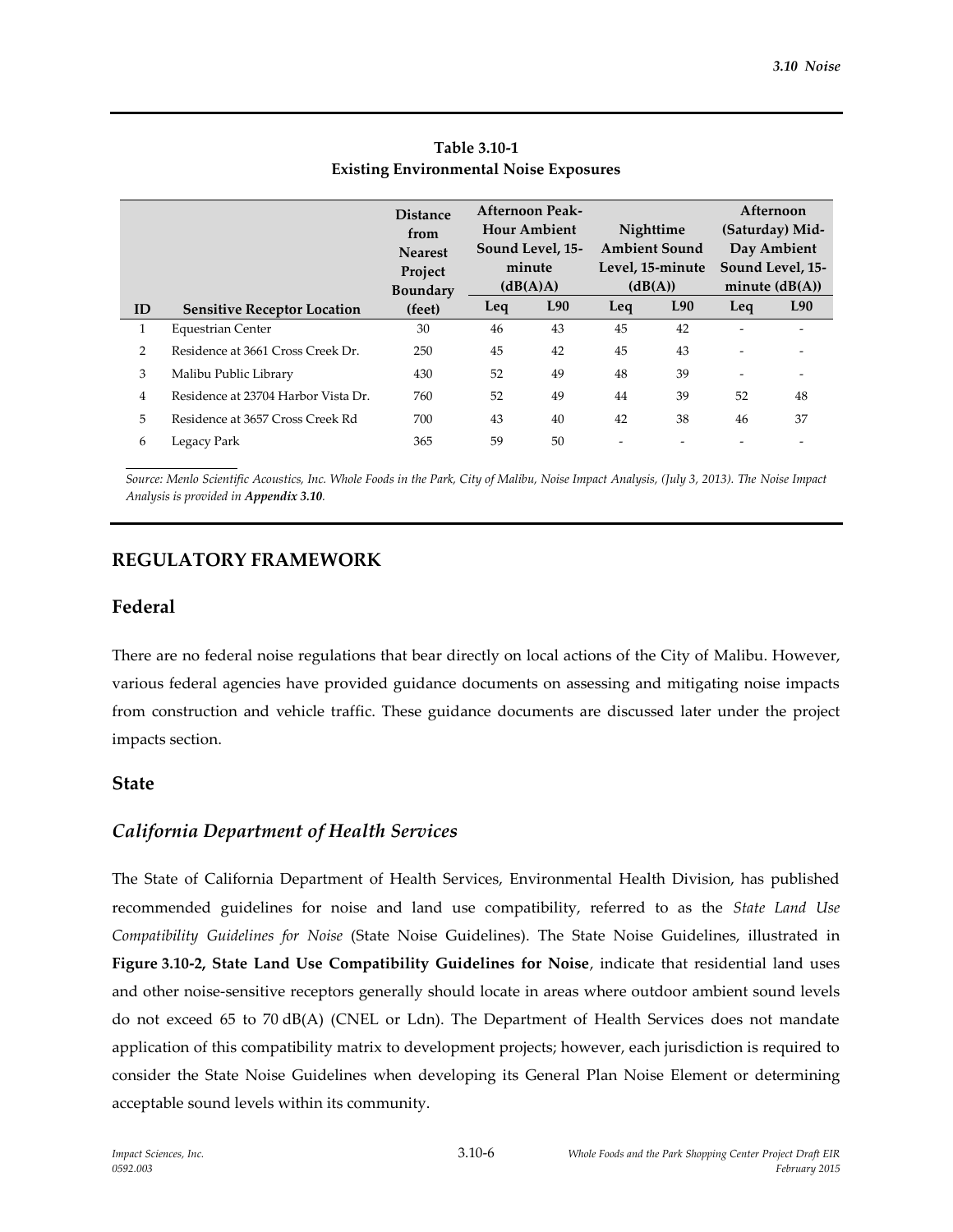**Table 3.10-1**
**Existing Environmental Noise Exposures**

| ID | Sensitive Receptor Location | Distance from Nearest Project Boundary (feet) | Afternoon Peak-Hour Ambient Sound Level, 15-minute (dB(A)A) | | Nighttime Ambient Sound Level, 15-minute (dB(A)) | | Afternoon (Saturday) Mid-Day Ambient Sound Level, 15-minute (dB(A)) | |
|---|---|---|---|---|---|---|---|---|
| | | | Leq | L90 | Leq | L90 | Leq | L90 |
| 1 | Equestrian Center | 30 | 46 | 43 | 45 | 42 | - | - |
| 2 | Residence at 3661 Cross Creek Dr. | 250 | 45 | 42 | 45 | 43 | - | - |
| 3 | Malibu Public Library | 430 | 52 | 49 | 48 | 39 | - | - |
| 4 | Residence at 23704 Harbor Vista Dr. | 760 | 52 | 49 | 44 | 39 | 52 | 48 |
| 5 | Residence at 3657 Cross Creek Rd | 700 | 43 | 40 | 42 | 38 | 46 | 37 |
| 6 | Legacy Park | 365 | 59 | 50 | - | - | - | - |

*Source: Menlo Scientific Acoustics, Inc. Whole Foods in the Park, City of Malibu, Noise Impact Analysis, (July 3, 2013). The Noise Impact Analysis is provided in **Appendix 3.10**.*

## REGULATORY FRAMEWORK

### Federal

There are no federal noise regulations that bear directly on local actions of the City of Malibu. However, various federal agencies have provided guidance documents on assessing and mitigating noise impacts from construction and vehicle traffic. These guidance documents are discussed later under the project impacts section.

### State

#### *California Department of Health Services*

The State of California Department of Health Services, Environmental Health Division, has published recommended guidelines for noise and land use compatibility, referred to as the *State Land Use Compatibility Guidelines for Noise* (State Noise Guidelines). The State Noise Guidelines, illustrated in **Figure 3.10-2, State Land Use Compatibility Guidelines for Noise**, indicate that residential land uses and other noise-sensitive receptors generally should locate in areas where outdoor ambient sound levels do not exceed 65 to 70 dB(A) (CNEL or Ldn). The Department of Health Services does not mandate application of this compatibility matrix to development projects; however, each jurisdiction is required to consider the State Noise Guidelines when developing its General Plan Noise Element or determining acceptable sound levels within its community.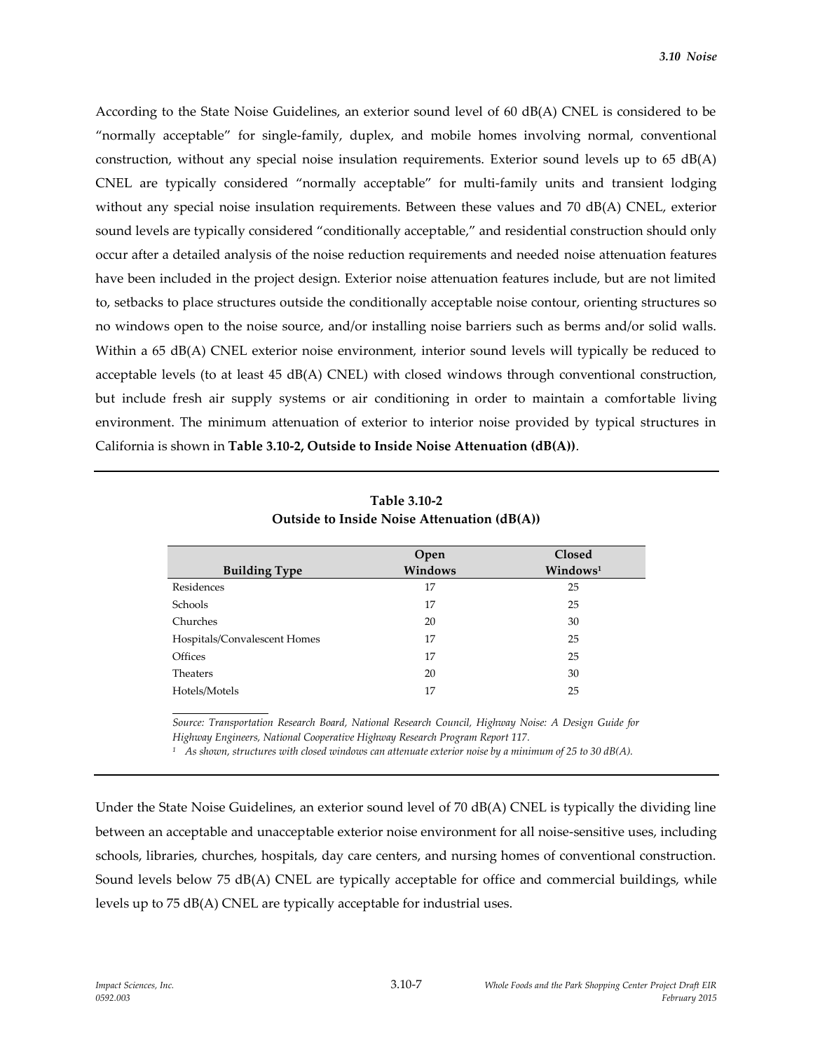According to the State Noise Guidelines, an exterior sound level of 60 dB(A) CNEL is considered to be "normally acceptable" for single-family, duplex, and mobile homes involving normal, conventional construction, without any special noise insulation requirements. Exterior sound levels up to 65 dB(A) CNEL are typically considered "normally acceptable" for multi-family units and transient lodging without any special noise insulation requirements. Between these values and 70 dB(A) CNEL, exterior sound levels are typically considered "conditionally acceptable," and residential construction should only occur after a detailed analysis of the noise reduction requirements and needed noise attenuation features have been included in the project design. Exterior noise attenuation features include, but are not limited to, setbacks to place structures outside the conditionally acceptable noise contour, orienting structures so no windows open to the noise source, and/or installing noise barriers such as berms and/or solid walls. Within a 65 dB(A) CNEL exterior noise environment, interior sound levels will typically be reduced to acceptable levels (to at least 45 dB(A) CNEL) with closed windows through conventional construction, but include fresh air supply systems or air conditioning in order to maintain a comfortable living environment. The minimum attenuation of exterior to interior noise provided by typical structures in California is shown in **Table 3.10-2, Outside to Inside Noise Attenuation (dB(A))**.

**Table 3.10-2**
**Outside to Inside Noise Attenuation (dB(A))**

| Building Type | Open Windows | Closed Windows[1] |
|---|---|---|
| Residences | 17 | 25 |
| Schools | 17 | 25 |
| Churches | 20 | 30 |
| Hospitals/Convalescent Homes | 17 | 25 |
| Offices | 17 | 25 |
| Theaters | 20 | 30 |
| Hotels/Motels | 17 | 25 |

*Source: Transportation Research Board, National Research Council, Highway Noise: A Design Guide for Highway Engineers, National Cooperative Highway Research Program Report 117.*

*[1] As shown, structures with closed windows can attenuate exterior noise by a minimum of 25 to 30 dB(A).*

Under the State Noise Guidelines, an exterior sound level of 70 dB(A) CNEL is typically the dividing line between an acceptable and unacceptable exterior noise environment for all noise-sensitive uses, including schools, libraries, churches, hospitals, day care centers, and nursing homes of conventional construction. Sound levels below 75 dB(A) CNEL are typically acceptable for office and commercial buildings, while levels up to 75 dB(A) CNEL are typically acceptable for industrial uses.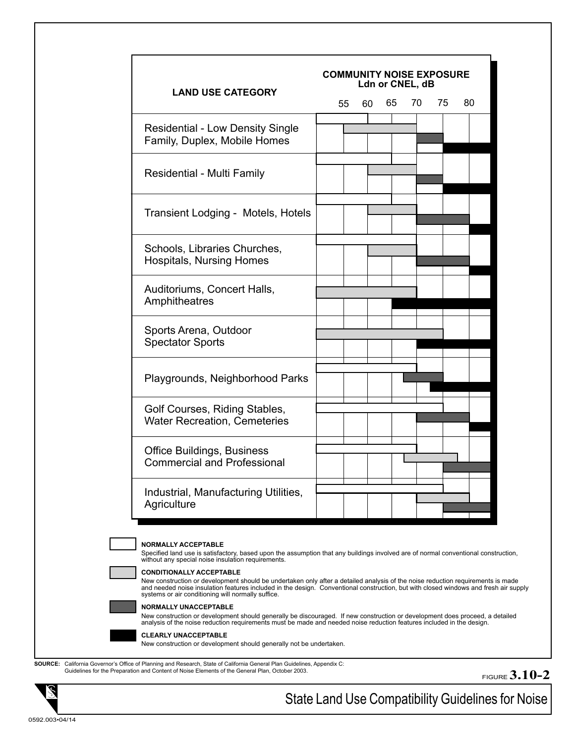| LAND USE CATEGORY | COMMUNITY NOISE EXPOSURE Ldn or CNEL, dB |
| --- | --- |
| Residential - Low Density Single Family, Duplex, Mobile Homes | |
| Residential - Multi Family | |
| Transient Lodging - Motels, Hotels | |
| Schools, Libraries Churches, Hospitals, Nursing Homes | |
| Auditoriums, Concert Halls, Amphitheatres | |
| Sports Arena, Outdoor Spectator Sports | |
| Playgrounds, Neighborhood Parks | |
| Golf Courses, Riding Stables, Water Recreation, Cemeteries | |
| Office Buildings, Business Commercial and Professional | |
| Industrial, Manufacturing Utilities, Agriculture | |

Scale: 55 60 65 70 75 80

**NORMALLY ACCEPTABLE**
Specified land use is satisfactory, based upon the assumption that any buildings involved are of normal conventional construction, without any special noise insulation requirements.

**CONDITIONALLY ACCEPTABLE**
New construction or development should be undertaken only after a detailed analysis of the noise reduction requirements is made and needed noise insulation features included in the design. Conventional construction, but with closed windows and fresh air supply systems or air conditioning will normally suffice.

**NORMALLY UNACCEPTABLE**
New construction or development should generally be discouraged. If new construction or development does proceed, a detailed analysis of the noise reduction requirements must be made and needed noise reduction features included in the design.

**CLEARLY UNACCEPTABLE**
New construction or development should generally not be undertaken.

**SOURCE:** California Governor's Office of Planning and Research, State of California General Plan Guidelines, Appendix C: Guidelines for the Preparation and Content of Noise Elements of the General Plan, October 2003.

FIGURE **3.10-2**

State Land Use Compatibility Guidelines for Noise

0592.003•04/14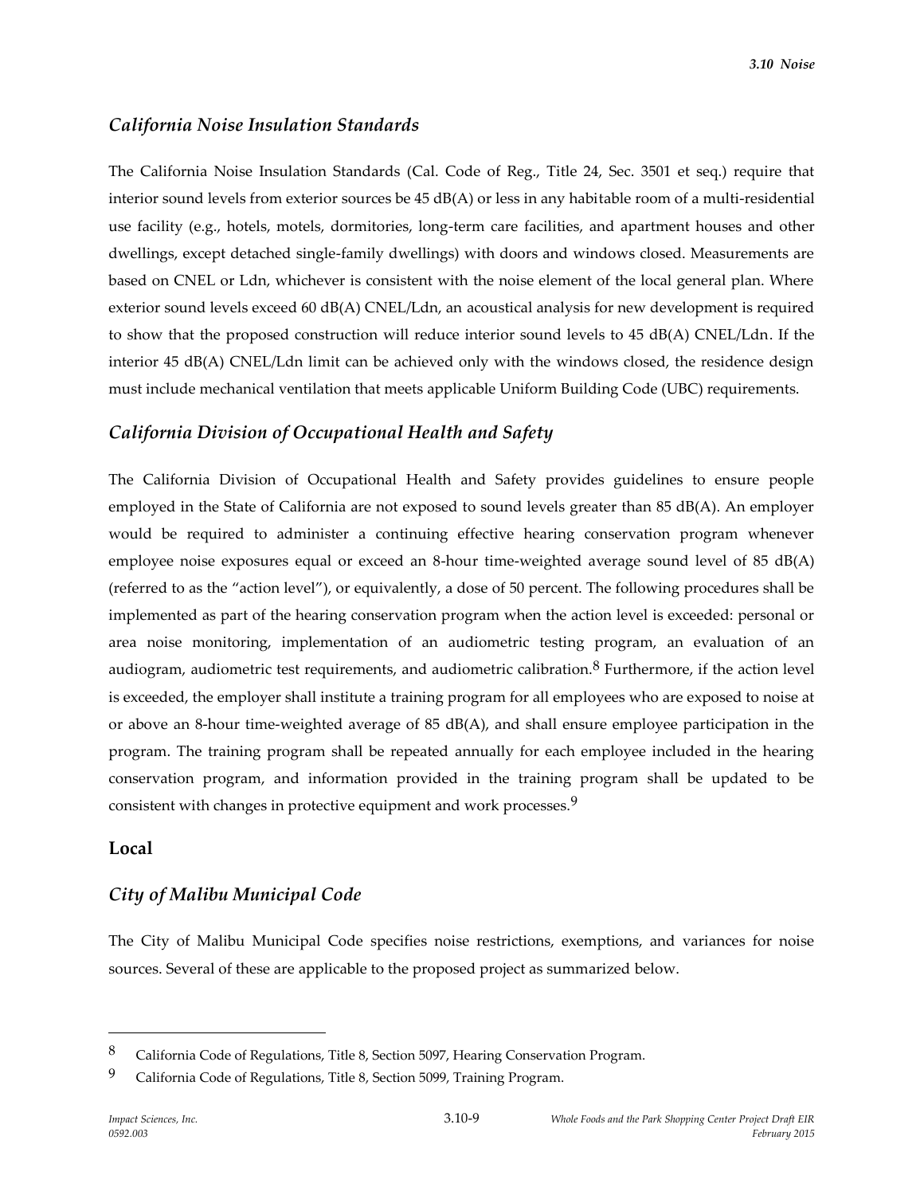### *California Noise Insulation Standards*

The California Noise Insulation Standards (Cal. Code of Reg., Title 24, Sec. 3501 et seq.) require that interior sound levels from exterior sources be 45 dB(A) or less in any habitable room of a multi-residential use facility (e.g., hotels, motels, dormitories, long-term care facilities, and apartment houses and other dwellings, except detached single-family dwellings) with doors and windows closed. Measurements are based on CNEL or Ldn, whichever is consistent with the noise element of the local general plan. Where exterior sound levels exceed 60 dB(A) CNEL/Ldn, an acoustical analysis for new development is required to show that the proposed construction will reduce interior sound levels to 45 dB(A) CNEL/Ldn. If the interior 45 dB(A) CNEL/Ldn limit can be achieved only with the windows closed, the residence design must include mechanical ventilation that meets applicable Uniform Building Code (UBC) requirements.

### *California Division of Occupational Health and Safety*

The California Division of Occupational Health and Safety provides guidelines to ensure people employed in the State of California are not exposed to sound levels greater than 85 dB(A). An employer would be required to administer a continuing effective hearing conservation program whenever employee noise exposures equal or exceed an 8-hour time-weighted average sound level of 85 dB(A) (referred to as the "action level"), or equivalently, a dose of 50 percent. The following procedures shall be implemented as part of the hearing conservation program when the action level is exceeded: personal or area noise monitoring, implementation of an audiometric testing program, an evaluation of an audiogram, audiometric test requirements, and audiometric calibration.[8] Furthermore, if the action level is exceeded, the employer shall institute a training program for all employees who are exposed to noise at or above an 8-hour time-weighted average of 85 dB(A), and shall ensure employee participation in the program. The training program shall be repeated annually for each employee included in the hearing conservation program, and information provided in the training program shall be updated to be consistent with changes in protective equipment and work processes.[9]

## Local

### *City of Malibu Municipal Code*

The City of Malibu Municipal Code specifies noise restrictions, exemptions, and variances for noise sources. Several of these are applicable to the proposed project as summarized below.

---

[8] California Code of Regulations, Title 8, Section 5097, Hearing Conservation Program.

[9] California Code of Regulations, Title 8, Section 5099, Training Program.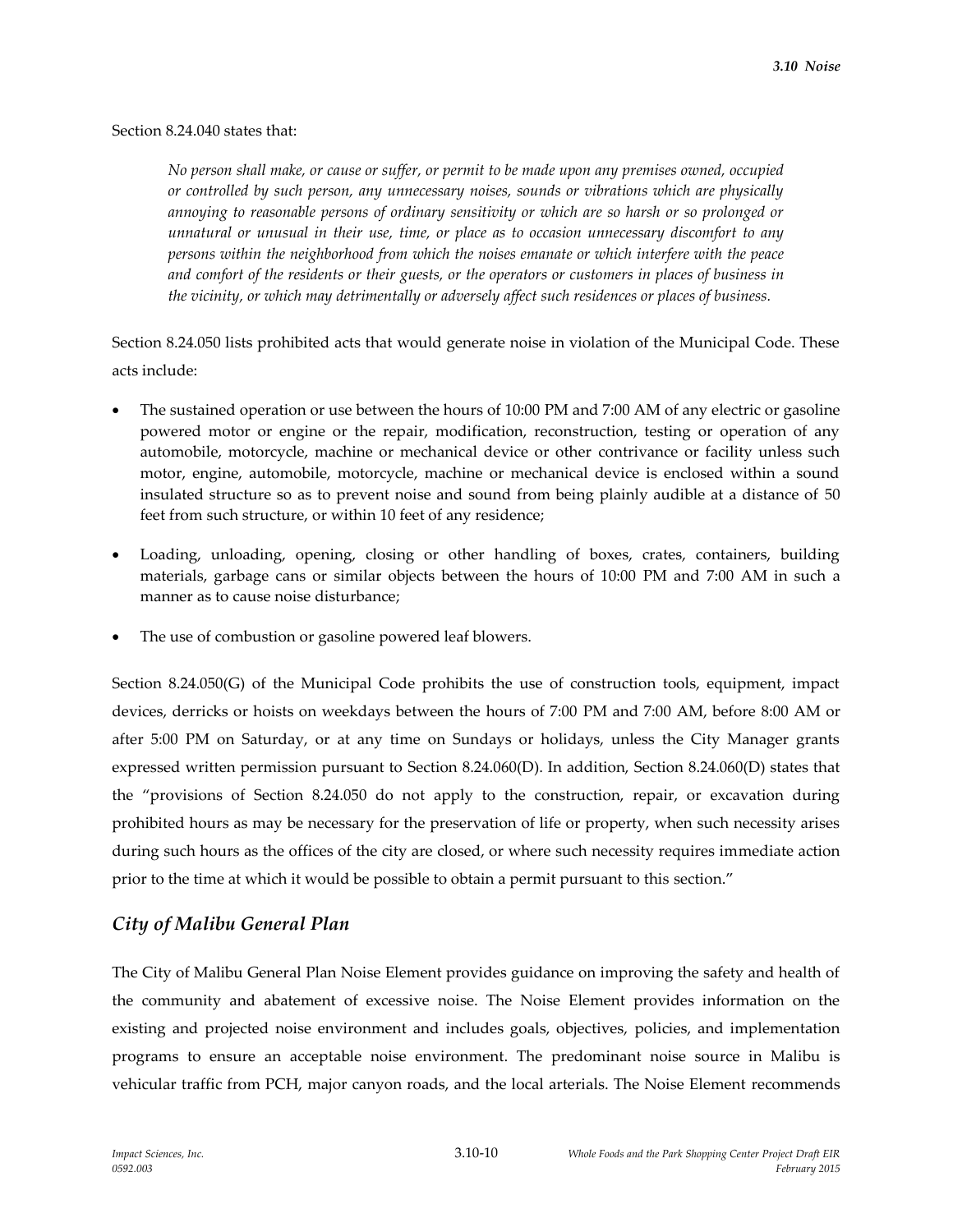Section 8.24.040 states that:

> *No person shall make, or cause or suffer, or permit to be made upon any premises owned, occupied or controlled by such person, any unnecessary noises, sounds or vibrations which are physically annoying to reasonable persons of ordinary sensitivity or which are so harsh or so prolonged or unnatural or unusual in their use, time, or place as to occasion unnecessary discomfort to any persons within the neighborhood from which the noises emanate or which interfere with the peace and comfort of the residents or their guests, or the operators or customers in places of business in the vicinity, or which may detrimentally or adversely affect such residences or places of business.*

Section 8.24.050 lists prohibited acts that would generate noise in violation of the Municipal Code. These acts include:

- The sustained operation or use between the hours of 10:00 PM and 7:00 AM of any electric or gasoline powered motor or engine or the repair, modification, reconstruction, testing or operation of any automobile, motorcycle, machine or mechanical device or other contrivance or facility unless such motor, engine, automobile, motorcycle, machine or mechanical device is enclosed within a sound insulated structure so as to prevent noise and sound from being plainly audible at a distance of 50 feet from such structure, or within 10 feet of any residence;
- Loading, unloading, opening, closing or other handling of boxes, crates, containers, building materials, garbage cans or similar objects between the hours of 10:00 PM and 7:00 AM in such a manner as to cause noise disturbance;
- The use of combustion or gasoline powered leaf blowers.

Section 8.24.050(G) of the Municipal Code prohibits the use of construction tools, equipment, impact devices, derricks or hoists on weekdays between the hours of 7:00 PM and 7:00 AM, before 8:00 AM or after 5:00 PM on Saturday, or at any time on Sundays or holidays, unless the City Manager grants expressed written permission pursuant to Section 8.24.060(D). In addition, Section 8.24.060(D) states that the "provisions of Section 8.24.050 do not apply to the construction, repair, or excavation during prohibited hours as may be necessary for the preservation of life or property, when such necessity arises during such hours as the offices of the city are closed, or where such necessity requires immediate action prior to the time at which it would be possible to obtain a permit pursuant to this section."

## *City of Malibu General Plan*

The City of Malibu General Plan Noise Element provides guidance on improving the safety and health of the community and abatement of excessive noise. The Noise Element provides information on the existing and projected noise environment and includes goals, objectives, policies, and implementation programs to ensure an acceptable noise environment. The predominant noise source in Malibu is vehicular traffic from PCH, major canyon roads, and the local arterials. The Noise Element recommends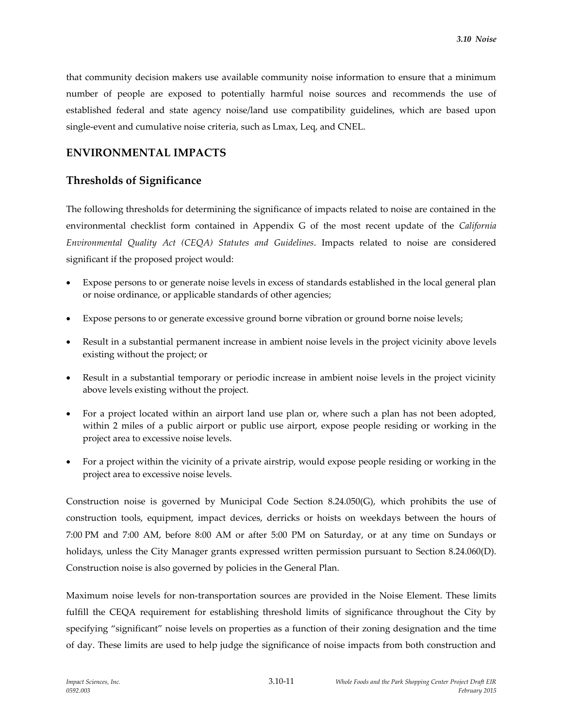that community decision makers use available community noise information to ensure that a minimum number of people are exposed to potentially harmful noise sources and recommends the use of established federal and state agency noise/land use compatibility guidelines, which are based upon single-event and cumulative noise criteria, such as Lmax, Leq, and CNEL.

## ENVIRONMENTAL IMPACTS

### Thresholds of Significance

The following thresholds for determining the significance of impacts related to noise are contained in the environmental checklist form contained in Appendix G of the most recent update of the *California Environmental Quality Act (CEQA) Statutes and Guidelines*. Impacts related to noise are considered significant if the proposed project would:

- Expose persons to or generate noise levels in excess of standards established in the local general plan or noise ordinance, or applicable standards of other agencies;
- Expose persons to or generate excessive ground borne vibration or ground borne noise levels;
- Result in a substantial permanent increase in ambient noise levels in the project vicinity above levels existing without the project; or
- Result in a substantial temporary or periodic increase in ambient noise levels in the project vicinity above levels existing without the project.
- For a project located within an airport land use plan or, where such a plan has not been adopted, within 2 miles of a public airport or public use airport, expose people residing or working in the project area to excessive noise levels.
- For a project within the vicinity of a private airstrip, would expose people residing or working in the project area to excessive noise levels.

Construction noise is governed by Municipal Code Section 8.24.050(G), which prohibits the use of construction tools, equipment, impact devices, derricks or hoists on weekdays between the hours of 7:00 PM and 7:00 AM, before 8:00 AM or after 5:00 PM on Saturday, or at any time on Sundays or holidays, unless the City Manager grants expressed written permission pursuant to Section 8.24.060(D). Construction noise is also governed by policies in the General Plan.

Maximum noise levels for non-transportation sources are provided in the Noise Element. These limits fulfill the CEQA requirement for establishing threshold limits of significance throughout the City by specifying "significant" noise levels on properties as a function of their zoning designation and the time of day. These limits are used to help judge the significance of noise impacts from both construction and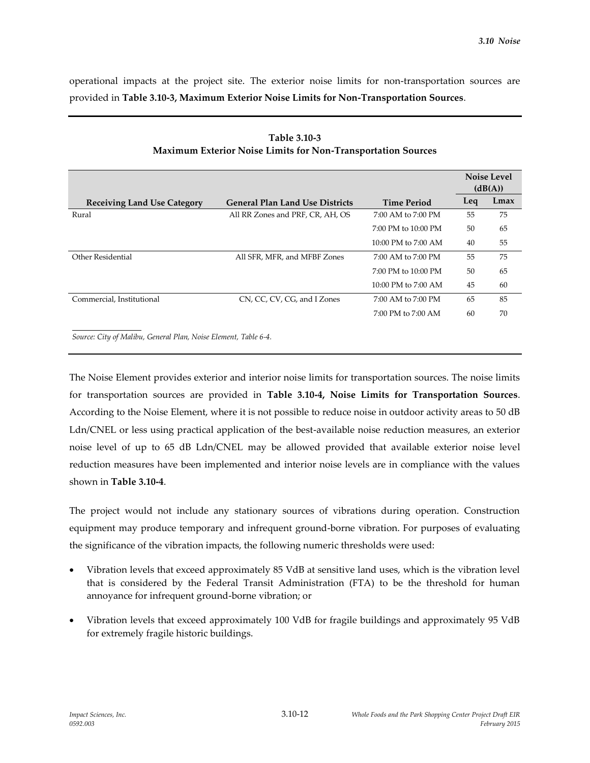operational impacts at the project site. The exterior noise limits for non-transportation sources are provided in **Table 3.10-3, Maximum Exterior Noise Limits for Non-Transportation Sources**.

**Table 3.10-3**
**Maximum Exterior Noise Limits for Non-Transportation Sources**

| Receiving Land Use Category | General Plan Land Use Districts | Time Period | Noise Level (dB(A)) | |
|---|---|---|---|---|
| | | | **Leq** | **Lmax** |
| Rural | All RR Zones and PRF, CR, AH, OS | 7:00 AM to 7:00 PM | 55 | 75 |
| | | 7:00 PM to 10:00 PM | 50 | 65 |
| | | 10:00 PM to 7:00 AM | 40 | 55 |
| Other Residential | All SFR, MFR, and MFBF Zones | 7:00 AM to 7:00 PM | 55 | 75 |
| | | 7:00 PM to 10:00 PM | 50 | 65 |
| | | 10:00 PM to 7:00 AM | 45 | 60 |
| Commercial, Institutional | CN, CC, CV, CG, and I Zones | 7:00 AM to 7:00 PM | 65 | 85 |
| | | 7:00 PM to 7:00 AM | 60 | 70 |

*Source: City of Malibu, General Plan, Noise Element, Table 6-4.*

The Noise Element provides exterior and interior noise limits for transportation sources. The noise limits for transportation sources are provided in **Table 3.10-4, Noise Limits for Transportation Sources**. According to the Noise Element, where it is not possible to reduce noise in outdoor activity areas to 50 dB Ldn/CNEL or less using practical application of the best-available noise reduction measures, an exterior noise level of up to 65 dB Ldn/CNEL may be allowed provided that available exterior noise level reduction measures have been implemented and interior noise levels are in compliance with the values shown in **Table 3.10-4**.

The project would not include any stationary sources of vibrations during operation. Construction equipment may produce temporary and infrequent ground-borne vibration. For purposes of evaluating the significance of the vibration impacts, the following numeric thresholds were used:

- Vibration levels that exceed approximately 85 VdB at sensitive land uses, which is the vibration level that is considered by the Federal Transit Administration (FTA) to be the threshold for human annoyance for infrequent ground-borne vibration; or
- Vibration levels that exceed approximately 100 VdB for fragile buildings and approximately 95 VdB for extremely fragile historic buildings.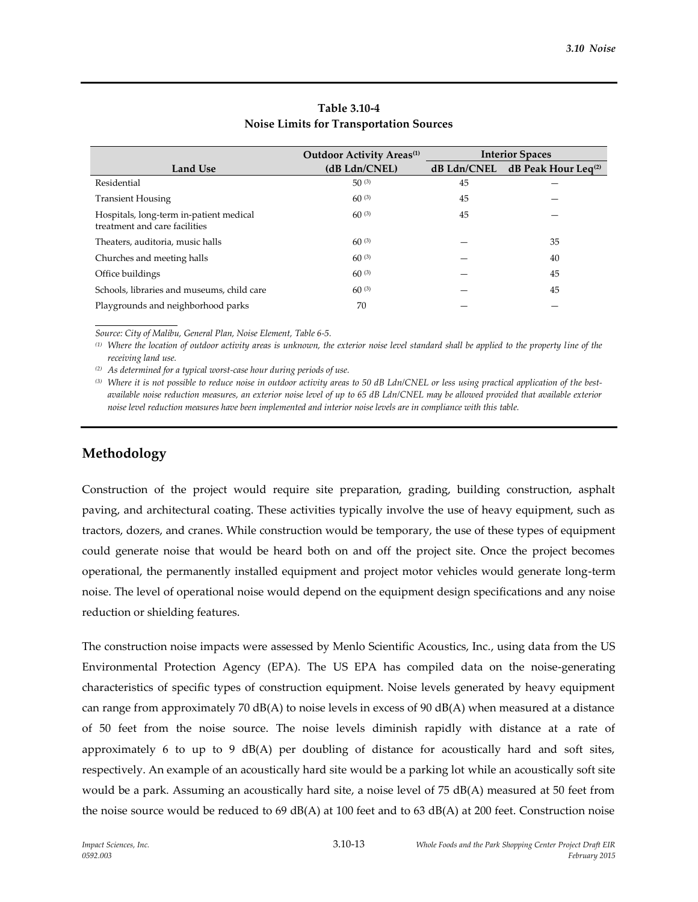**Table 3.10-4**
**Noise Limits for Transportation Sources**

| Land Use | Outdoor Activity Areas[1] (dB Ldn/CNEL) | Interior Spaces | |
|---|---|---|---|
| | | dB Ldn/CNEL | dB Peak Hour Leq[2] |
| Residential | 50 [3] | 45 | — |
| Transient Housing | 60 [3] | 45 | — |
| Hospitals, long-term in-patient medical treatment and care facilities | 60 [3] | 45 | — |
| Theaters, auditoria, music halls | 60 [3] | — | 35 |
| Churches and meeting halls | 60 [3] | — | 40 |
| Office buildings | 60 [3] | — | 45 |
| Schools, libraries and museums, child care | 60 [3] | — | 45 |
| Playgrounds and neighborhood parks | 70 | — | — |

*Source: City of Malibu, General Plan, Noise Element, Table 6-5.*

*(1) Where the location of outdoor activity areas is unknown, the exterior noise level standard shall be applied to the property line of the receiving land use.*

*(2) As determined for a typical worst-case hour during periods of use.*

*(3) Where it is not possible to reduce noise in outdoor activity areas to 50 dB Ldn/CNEL or less using practical application of the best-available noise reduction measures, an exterior noise level of up to 65 dB Ldn/CNEL may be allowed provided that available exterior noise level reduction measures have been implemented and interior noise levels are in compliance with this table.*

## Methodology

Construction of the project would require site preparation, grading, building construction, asphalt paving, and architectural coating. These activities typically involve the use of heavy equipment, such as tractors, dozers, and cranes. While construction would be temporary, the use of these types of equipment could generate noise that would be heard both on and off the project site. Once the project becomes operational, the permanently installed equipment and project motor vehicles would generate long-term noise. The level of operational noise would depend on the equipment design specifications and any noise reduction or shielding features.

The construction noise impacts were assessed by Menlo Scientific Acoustics, Inc., using data from the US Environmental Protection Agency (EPA). The US EPA has compiled data on the noise-generating characteristics of specific types of construction equipment. Noise levels generated by heavy equipment can range from approximately 70 dB(A) to noise levels in excess of 90 dB(A) when measured at a distance of 50 feet from the noise source. The noise levels diminish rapidly with distance at a rate of approximately 6 to up to 9 dB(A) per doubling of distance for acoustically hard and soft sites, respectively. An example of an acoustically hard site would be a parking lot while an acoustically soft site would be a park. Assuming an acoustically hard site, a noise level of 75 dB(A) measured at 50 feet from the noise source would be reduced to 69 dB(A) at 100 feet and to 63 dB(A) at 200 feet. Construction noise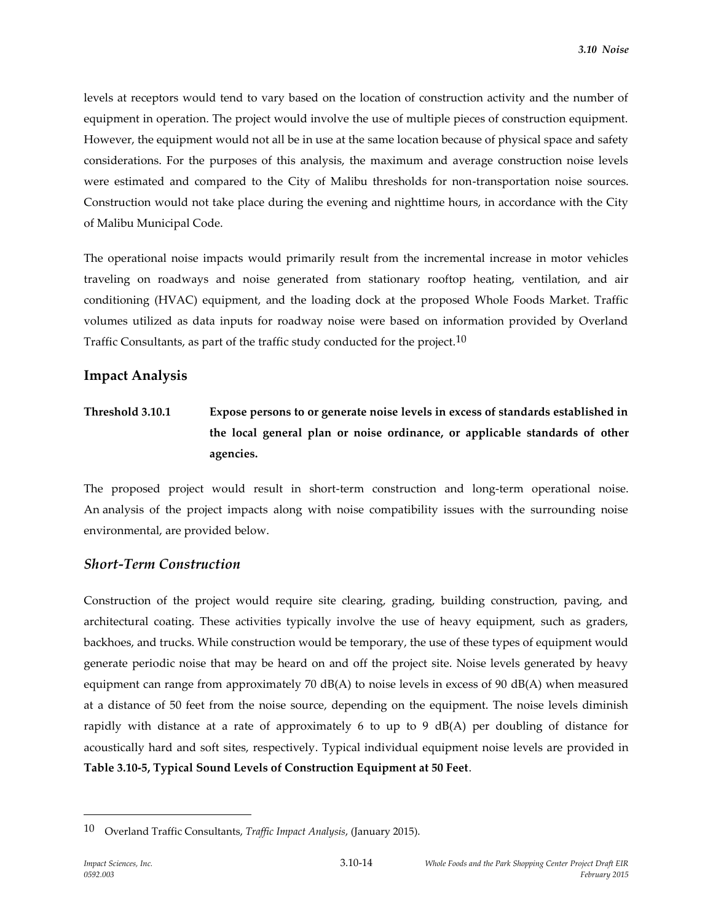levels at receptors would tend to vary based on the location of construction activity and the number of equipment in operation. The project would involve the use of multiple pieces of construction equipment. However, the equipment would not all be in use at the same location because of physical space and safety considerations. For the purposes of this analysis, the maximum and average construction noise levels were estimated and compared to the City of Malibu thresholds for non-transportation noise sources. Construction would not take place during the evening and nighttime hours, in accordance with the City of Malibu Municipal Code.

The operational noise impacts would primarily result from the incremental increase in motor vehicles traveling on roadways and noise generated from stationary rooftop heating, ventilation, and air conditioning (HVAC) equipment, and the loading dock at the proposed Whole Foods Market. Traffic volumes utilized as data inputs for roadway noise were based on information provided by Overland Traffic Consultants, as part of the traffic study conducted for the project.[10]

## Impact Analysis

**Threshold 3.10.1 Expose persons to or generate noise levels in excess of standards established in the local general plan or noise ordinance, or applicable standards of other agencies.**

The proposed project would result in short-term construction and long-term operational noise. An analysis of the project impacts along with noise compatibility issues with the surrounding noise environmental, are provided below.

### *Short-Term Construction*

Construction of the project would require site clearing, grading, building construction, paving, and architectural coating. These activities typically involve the use of heavy equipment, such as graders, backhoes, and trucks. While construction would be temporary, the use of these types of equipment would generate periodic noise that may be heard on and off the project site. Noise levels generated by heavy equipment can range from approximately 70 dB(A) to noise levels in excess of 90 dB(A) when measured at a distance of 50 feet from the noise source, depending on the equipment. The noise levels diminish rapidly with distance at a rate of approximately 6 to up to 9 dB(A) per doubling of distance for acoustically hard and soft sites, respectively. Typical individual equipment noise levels are provided in **Table 3.10-5, Typical Sound Levels of Construction Equipment at 50 Feet**.

---

[10] Overland Traffic Consultants, *Traffic Impact Analysis*, (January 2015).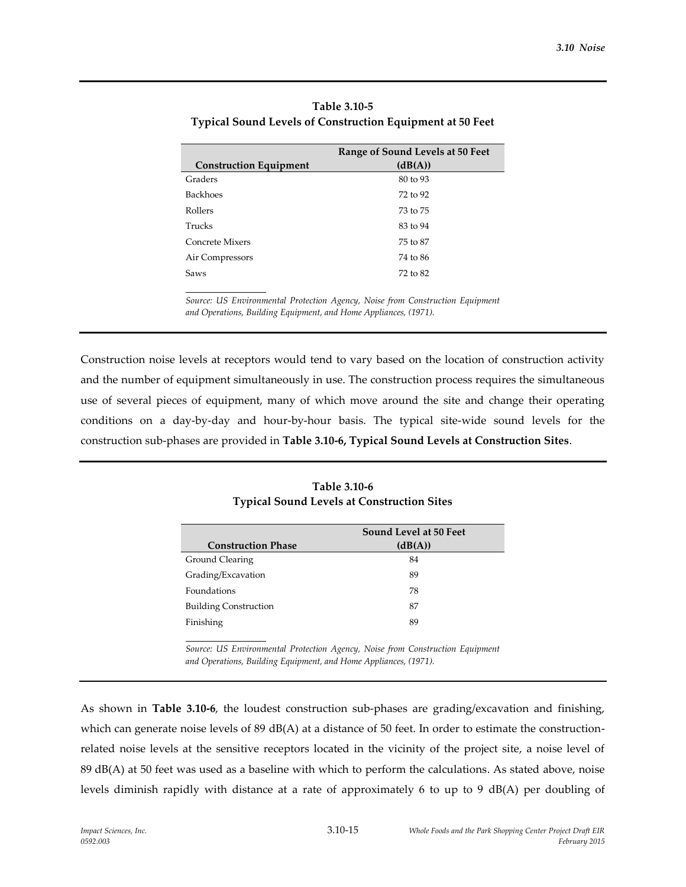**Table 3.10-5**
**Typical Sound Levels of Construction Equipment at 50 Feet**

| Construction Equipment | Range of Sound Levels at 50 Feet (dB(A)) |
|---|---|
| Graders | 80 to 93 |
| Backhoes | 72 to 92 |
| Rollers | 73 to 75 |
| Trucks | 83 to 94 |
| Concrete Mixers | 75 to 87 |
| Air Compressors | 74 to 86 |
| Saws | 72 to 82 |

*Source: US Environmental Protection Agency, Noise from Construction Equipment and Operations, Building Equipment, and Home Appliances, (1971).*

Construction noise levels at receptors would tend to vary based on the location of construction activity and the number of equipment simultaneously in use. The construction process requires the simultaneous use of several pieces of equipment, many of which move around the site and change their operating conditions on a day-by-day and hour-by-hour basis. The typical site-wide sound levels for the construction sub-phases are provided in **Table 3.10-6, Typical Sound Levels at Construction Sites**.

**Table 3.10-6**
**Typical Sound Levels at Construction Sites**

| Construction Phase | Sound Level at 50 Feet (dB(A)) |
|---|---|
| Ground Clearing | 84 |
| Grading/Excavation | 89 |
| Foundations | 78 |
| Building Construction | 87 |
| Finishing | 89 |

*Source: US Environmental Protection Agency, Noise from Construction Equipment and Operations, Building Equipment, and Home Appliances, (1971).*

As shown in **Table 3.10-6**, the loudest construction sub-phases are grading/excavation and finishing, which can generate noise levels of 89 dB(A) at a distance of 50 feet. In order to estimate the construction-related noise levels at the sensitive receptors located in the vicinity of the project site, a noise level of 89 dB(A) at 50 feet was used as a baseline with which to perform the calculations. As stated above, noise levels diminish rapidly with distance at a rate of approximately 6 to up to 9 dB(A) per doubling of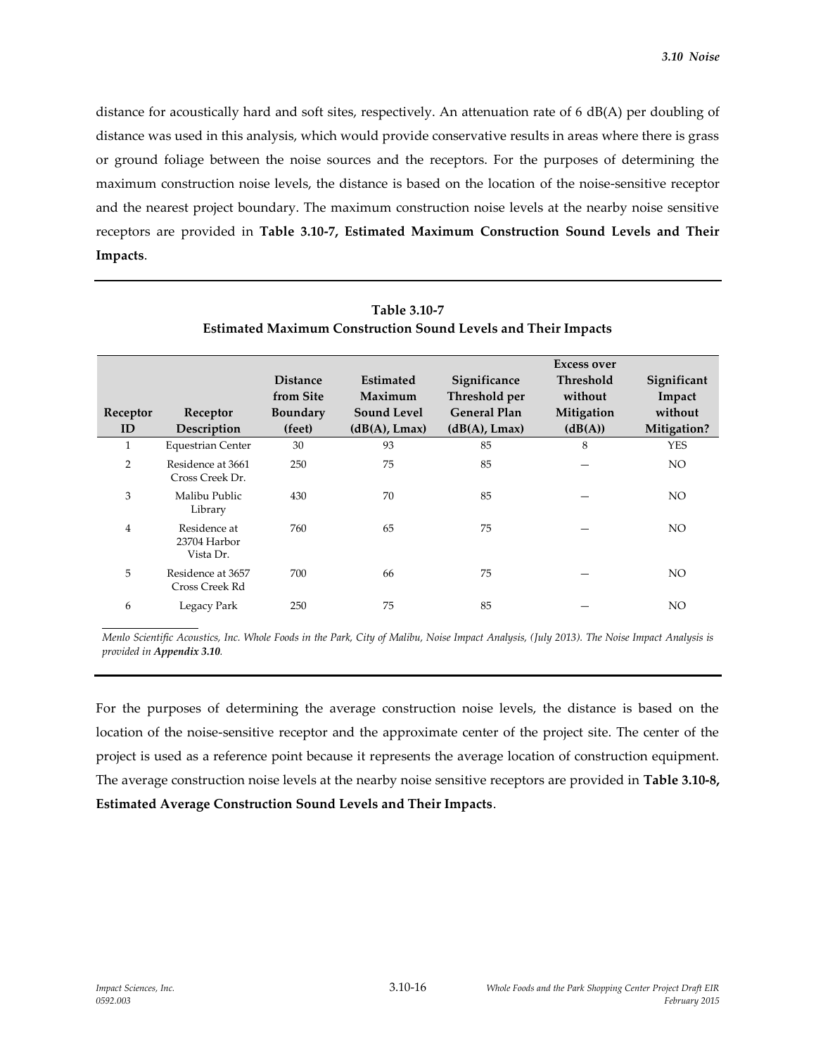distance for acoustically hard and soft sites, respectively. An attenuation rate of 6 dB(A) per doubling of distance was used in this analysis, which would provide conservative results in areas where there is grass or ground foliage between the noise sources and the receptors. For the purposes of determining the maximum construction noise levels, the distance is based on the location of the noise-sensitive receptor and the nearest project boundary. The maximum construction noise levels at the nearby noise sensitive receptors are provided in **Table 3.10-7, Estimated Maximum Construction Sound Levels and Their Impacts**.

**Table 3.10-7**
**Estimated Maximum Construction Sound Levels and Their Impacts**

| Receptor ID | Receptor Description | Distance from Site Boundary (feet) | Estimated Maximum Sound Level (dB(A), Lmax) | Significance Threshold per General Plan (dB(A), Lmax) | Excess over Threshold without Mitigation (dB(A)) | Significant Impact without Mitigation? |
|---|---|---|---|---|---|---|
| 1 | Equestrian Center | 30 | 93 | 85 | 8 | YES |
| 2 | Residence at 3661 Cross Creek Dr. | 250 | 75 | 85 | — | NO |
| 3 | Malibu Public Library | 430 | 70 | 85 | — | NO |
| 4 | Residence at 23704 Harbor Vista Dr. | 760 | 65 | 75 | — | NO |
| 5 | Residence at 3657 Cross Creek Rd | 700 | 66 | 75 | — | NO |
| 6 | Legacy Park | 250 | 75 | 85 | — | NO |

*Menlo Scientific Acoustics, Inc. Whole Foods in the Park, City of Malibu, Noise Impact Analysis, (July 2013). The Noise Impact Analysis is provided in **Appendix 3.10**.*

For the purposes of determining the average construction noise levels, the distance is based on the location of the noise-sensitive receptor and the approximate center of the project site. The center of the project is used as a reference point because it represents the average location of construction equipment. The average construction noise levels at the nearby noise sensitive receptors are provided in **Table 3.10-8, Estimated Average Construction Sound Levels and Their Impacts**.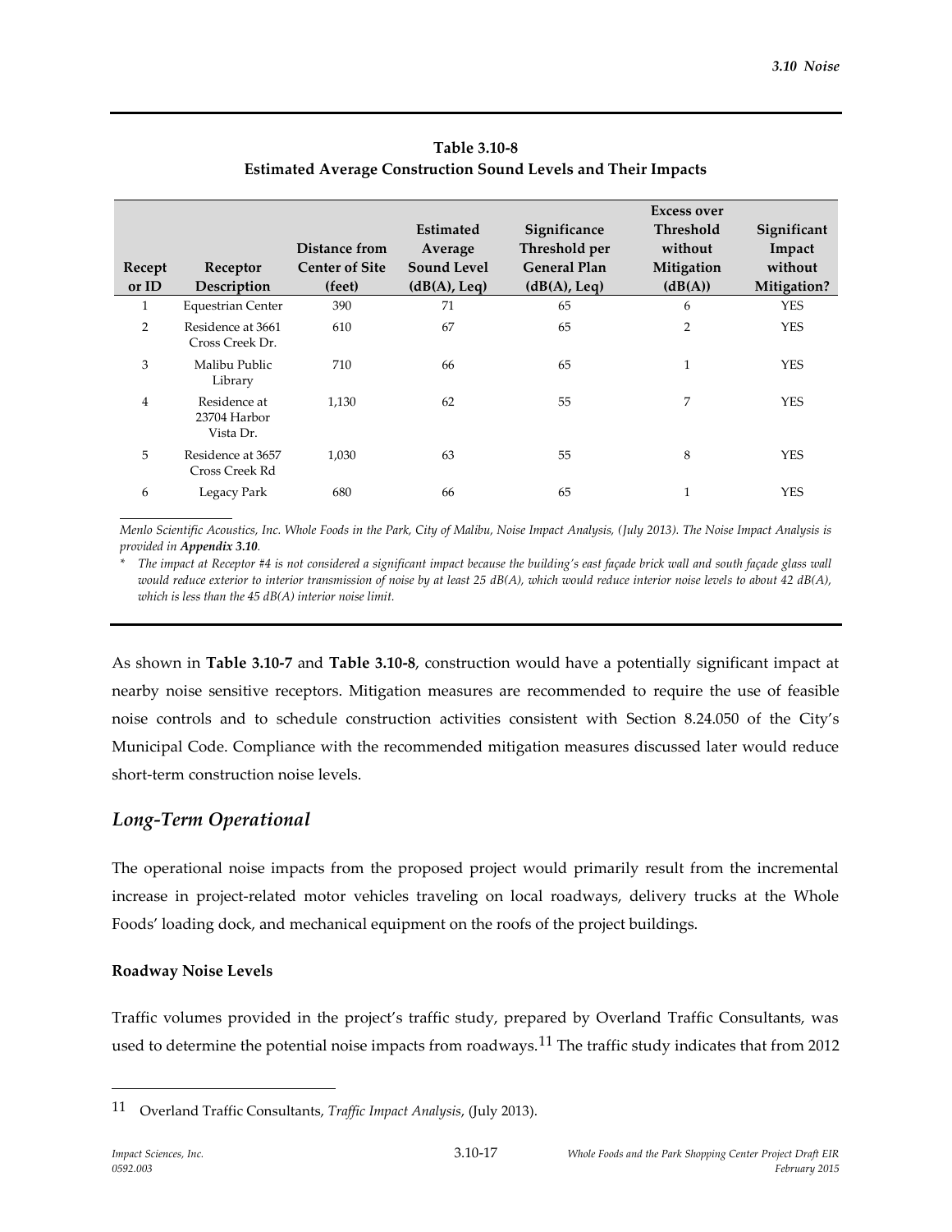**Table 3.10-8**
**Estimated Average Construction Sound Levels and Their Impacts**

| Receptor ID | Receptor Description | Distance from Center of Site (feet) | Estimated Average Sound Level (dB(A), Leq) | Significance Threshold per General Plan (dB(A), Leq) | Excess over Threshold without Mitigation (dB(A)) | Significant Impact without Mitigation? |
|---|---|---|---|---|---|---|
| 1 | Equestrian Center | 390 | 71 | 65 | 6 | YES |
| 2 | Residence at 3661 Cross Creek Dr. | 610 | 67 | 65 | 2 | YES |
| 3 | Malibu Public Library | 710 | 66 | 65 | 1 | YES |
| 4 | Residence at 23704 Harbor Vista Dr. | 1,130 | 62 | 55 | 7 | YES |
| 5 | Residence at 3657 Cross Creek Rd | 1,030 | 63 | 55 | 8 | YES |
| 6 | Legacy Park | 680 | 66 | 65 | 1 | YES |

*Menlo Scientific Acoustics, Inc. Whole Foods in the Park, City of Malibu, Noise Impact Analysis, (July 2013). The Noise Impact Analysis is provided in **Appendix 3.10**.*

\* *The impact at Receptor #4 is not considered a significant impact because the building's east façade brick wall and south façade glass wall would reduce exterior to interior transmission of noise by at least 25 dB(A), which would reduce interior noise levels to about 42 dB(A), which is less than the 45 dB(A) interior noise limit.*

As shown in **Table 3.10-7** and **Table 3.10-8**, construction would have a potentially significant impact at nearby noise sensitive receptors. Mitigation measures are recommended to require the use of feasible noise controls and to schedule construction activities consistent with Section 8.24.050 of the City's Municipal Code. Compliance with the recommended mitigation measures discussed later would reduce short-term construction noise levels.

## *Long-Term Operational*

The operational noise impacts from the proposed project would primarily result from the incremental increase in project-related motor vehicles traveling on local roadways, delivery trucks at the Whole Foods' loading dock, and mechanical equipment on the roofs of the project buildings.

**Roadway Noise Levels**

Traffic volumes provided in the project's traffic study, prepared by Overland Traffic Consultants, was used to determine the potential noise impacts from roadways.[11] The traffic study indicates that from 2012

[11] Overland Traffic Consultants, *Traffic Impact Analysis*, (July 2013).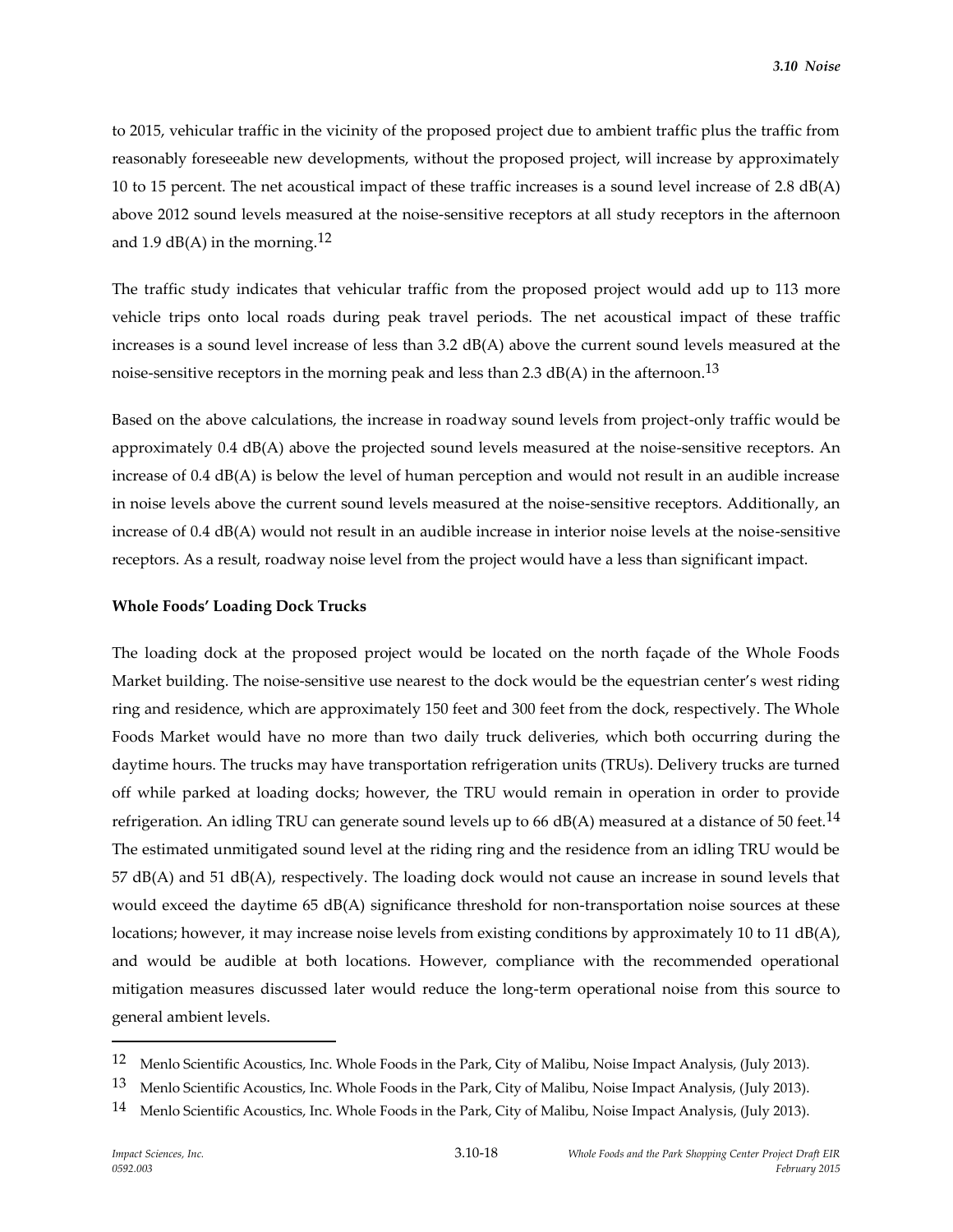to 2015, vehicular traffic in the vicinity of the proposed project due to ambient traffic plus the traffic from reasonably foreseeable new developments, without the proposed project, will increase by approximately 10 to 15 percent. The net acoustical impact of these traffic increases is a sound level increase of 2.8 dB(A) above 2012 sound levels measured at the noise-sensitive receptors at all study receptors in the afternoon and 1.9 dB(A) in the morning.[12]

The traffic study indicates that vehicular traffic from the proposed project would add up to 113 more vehicle trips onto local roads during peak travel periods. The net acoustical impact of these traffic increases is a sound level increase of less than 3.2 dB(A) above the current sound levels measured at the noise-sensitive receptors in the morning peak and less than 2.3 dB(A) in the afternoon.[13]

Based on the above calculations, the increase in roadway sound levels from project-only traffic would be approximately 0.4 dB(A) above the projected sound levels measured at the noise-sensitive receptors. An increase of 0.4 dB(A) is below the level of human perception and would not result in an audible increase in noise levels above the current sound levels measured at the noise-sensitive receptors. Additionally, an increase of 0.4 dB(A) would not result in an audible increase in interior noise levels at the noise-sensitive receptors. As a result, roadway noise level from the project would have a less than significant impact.

**Whole Foods' Loading Dock Trucks**

The loading dock at the proposed project would be located on the north façade of the Whole Foods Market building. The noise-sensitive use nearest to the dock would be the equestrian center's west riding ring and residence, which are approximately 150 feet and 300 feet from the dock, respectively. The Whole Foods Market would have no more than two daily truck deliveries, which both occurring during the daytime hours. The trucks may have transportation refrigeration units (TRUs). Delivery trucks are turned off while parked at loading docks; however, the TRU would remain in operation in order to provide refrigeration. An idling TRU can generate sound levels up to 66 dB(A) measured at a distance of 50 feet.[14] The estimated unmitigated sound level at the riding ring and the residence from an idling TRU would be 57 dB(A) and 51 dB(A), respectively. The loading dock would not cause an increase in sound levels that would exceed the daytime 65 dB(A) significance threshold for non-transportation noise sources at these locations; however, it may increase noise levels from existing conditions by approximately 10 to 11 dB(A), and would be audible at both locations. However, compliance with the recommended operational mitigation measures discussed later would reduce the long-term operational noise from this source to general ambient levels.

---

[12] Menlo Scientific Acoustics, Inc. Whole Foods in the Park, City of Malibu, Noise Impact Analysis, (July 2013).

[13] Menlo Scientific Acoustics, Inc. Whole Foods in the Park, City of Malibu, Noise Impact Analysis, (July 2013).

[14] Menlo Scientific Acoustics, Inc. Whole Foods in the Park, City of Malibu, Noise Impact Analysis, (July 2013).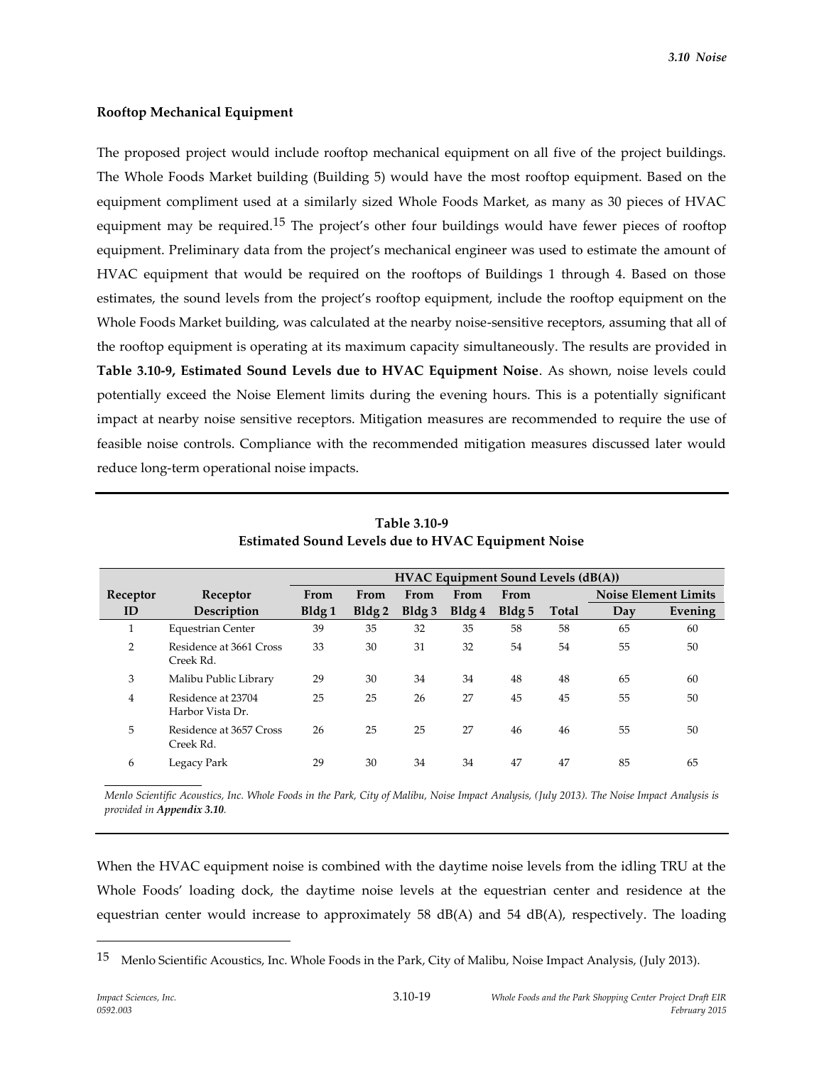**Rooftop Mechanical Equipment**

The proposed project would include rooftop mechanical equipment on all five of the project buildings. The Whole Foods Market building (Building 5) would have the most rooftop equipment. Based on the equipment compliment used at a similarly sized Whole Foods Market, as many as 30 pieces of HVAC equipment may be required.[15] The project's other four buildings would have fewer pieces of rooftop equipment. Preliminary data from the project's mechanical engineer was used to estimate the amount of HVAC equipment that would be required on the rooftops of Buildings 1 through 4. Based on those estimates, the sound levels from the project's rooftop equipment, include the rooftop equipment on the Whole Foods Market building, was calculated at the nearby noise-sensitive receptors, assuming that all of the rooftop equipment is operating at its maximum capacity simultaneously. The results are provided in **Table 3.10-9, Estimated Sound Levels due to HVAC Equipment Noise**. As shown, noise levels could potentially exceed the Noise Element limits during the evening hours. This is a potentially significant impact at nearby noise sensitive receptors. Mitigation measures are recommended to require the use of feasible noise controls. Compliance with the recommended mitigation measures discussed later would reduce long-term operational noise impacts.

**Table 3.10-9**
**Estimated Sound Levels due to HVAC Equipment Noise**

| Receptor ID | Receptor Description | HVAC Equipment Sound Levels (dB(A)) | | | | | | | |
|---|---|---|---|---|---|---|---|---|---|
| | | From Bldg 1 | From Bldg 2 | From Bldg 3 | From Bldg 4 | From Bldg 5 | Total | Noise Element Limits | |
| | | | | | | | | Day | Evening |
| 1 | Equestrian Center | 39 | 35 | 32 | 35 | 58 | 58 | 65 | 60 |
| 2 | Residence at 3661 Cross Creek Rd. | 33 | 30 | 31 | 32 | 54 | 54 | 55 | 50 |
| 3 | Malibu Public Library | 29 | 30 | 34 | 34 | 48 | 48 | 65 | 60 |
| 4 | Residence at 23704 Harbor Vista Dr. | 25 | 25 | 26 | 27 | 45 | 45 | 55 | 50 |
| 5 | Residence at 3657 Cross Creek Rd. | 26 | 25 | 25 | 27 | 46 | 46 | 55 | 50 |
| 6 | Legacy Park | 29 | 30 | 34 | 34 | 47 | 47 | 85 | 65 |

*Menlo Scientific Acoustics, Inc. Whole Foods in the Park, City of Malibu, Noise Impact Analysis, (July 2013). The Noise Impact Analysis is provided in* ***Appendix 3.10****.*

When the HVAC equipment noise is combined with the daytime noise levels from the idling TRU at the Whole Foods' loading dock, the daytime noise levels at the equestrian center and residence at the equestrian center would increase to approximately 58 dB(A) and 54 dB(A), respectively. The loading

[15] Menlo Scientific Acoustics, Inc. Whole Foods in the Park, City of Malibu, Noise Impact Analysis, (July 2013).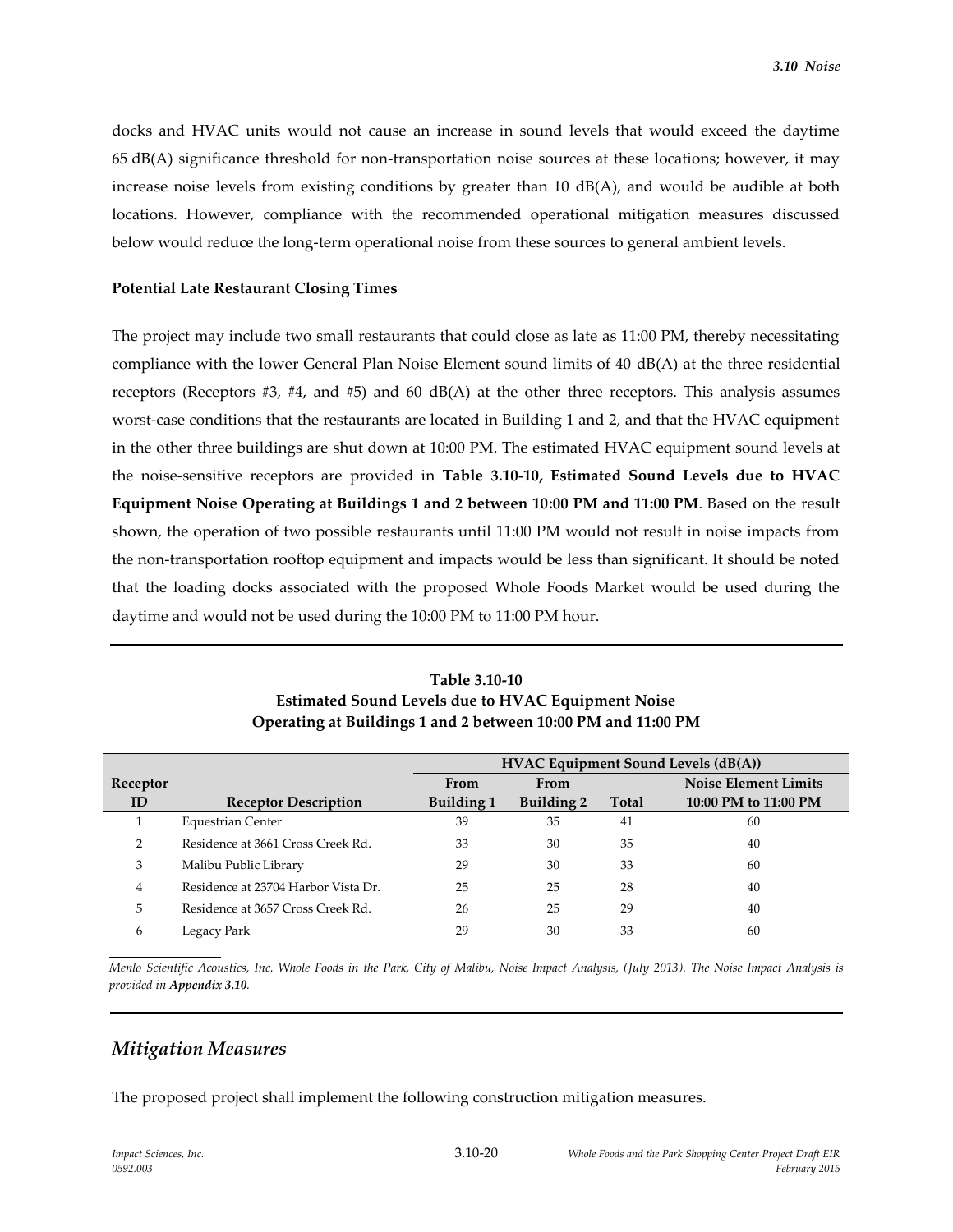docks and HVAC units would not cause an increase in sound levels that would exceed the daytime 65 dB(A) significance threshold for non-transportation noise sources at these locations; however, it may increase noise levels from existing conditions by greater than 10 dB(A), and would be audible at both locations. However, compliance with the recommended operational mitigation measures discussed below would reduce the long-term operational noise from these sources to general ambient levels.

**Potential Late Restaurant Closing Times**

The project may include two small restaurants that could close as late as 11:00 PM, thereby necessitating compliance with the lower General Plan Noise Element sound limits of 40 dB(A) at the three residential receptors (Receptors #3, #4, and #5) and 60 dB(A) at the other three receptors. This analysis assumes worst-case conditions that the restaurants are located in Building 1 and 2, and that the HVAC equipment in the other three buildings are shut down at 10:00 PM. The estimated HVAC equipment sound levels at the noise-sensitive receptors are provided in **Table 3.10-10, Estimated Sound Levels due to HVAC Equipment Noise Operating at Buildings 1 and 2 between 10:00 PM and 11:00 PM**. Based on the result shown, the operation of two possible restaurants until 11:00 PM would not result in noise impacts from the non-transportation rooftop equipment and impacts would be less than significant. It should be noted that the loading docks associated with the proposed Whole Foods Market would be used during the daytime and would not be used during the 10:00 PM to 11:00 PM hour.

**Table 3.10-10**
**Estimated Sound Levels due to HVAC Equipment Noise Operating at Buildings 1 and 2 between 10:00 PM and 11:00 PM**

| | | HVAC Equipment Sound Levels (dB(A)) | | | |
|---|---|---|---|---|---|
| Receptor ID | Receptor Description | From Building 1 | From Building 2 | Total | Noise Element Limits 10:00 PM to 11:00 PM |
| 1 | Equestrian Center | 39 | 35 | 41 | 60 |
| 2 | Residence at 3661 Cross Creek Rd. | 33 | 30 | 35 | 40 |
| 3 | Malibu Public Library | 29 | 30 | 33 | 60 |
| 4 | Residence at 23704 Harbor Vista Dr. | 25 | 25 | 28 | 40 |
| 5 | Residence at 3657 Cross Creek Rd. | 26 | 25 | 29 | 40 |
| 6 | Legacy Park | 29 | 30 | 33 | 60 |

*Menlo Scientific Acoustics, Inc. Whole Foods in the Park, City of Malibu, Noise Impact Analysis, (July 2013). The Noise Impact Analysis is provided in* ***Appendix 3.10****.*

## *Mitigation Measures*

The proposed project shall implement the following construction mitigation measures.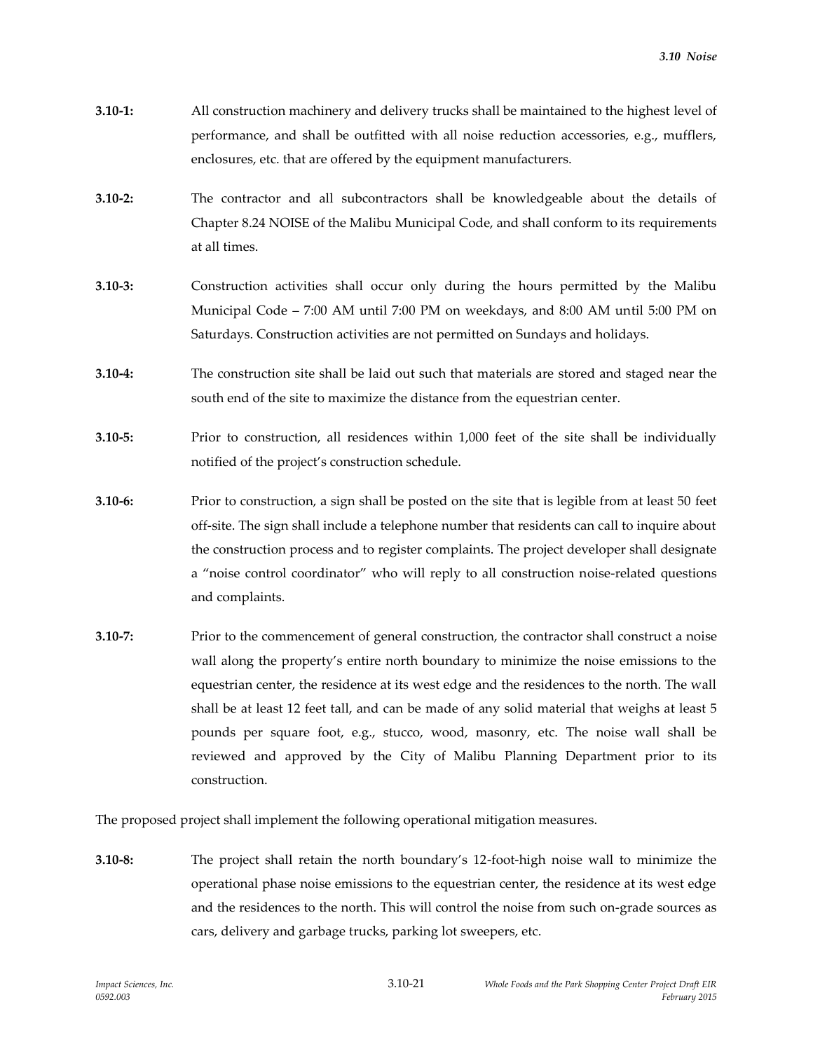**3.10-1:** All construction machinery and delivery trucks shall be maintained to the highest level of performance, and shall be outfitted with all noise reduction accessories, e.g., mufflers, enclosures, etc. that are offered by the equipment manufacturers.

**3.10-2:** The contractor and all subcontractors shall be knowledgeable about the details of Chapter 8.24 NOISE of the Malibu Municipal Code, and shall conform to its requirements at all times.

**3.10-3:** Construction activities shall occur only during the hours permitted by the Malibu Municipal Code – 7:00 AM until 7:00 PM on weekdays, and 8:00 AM until 5:00 PM on Saturdays. Construction activities are not permitted on Sundays and holidays.

**3.10-4:** The construction site shall be laid out such that materials are stored and staged near the south end of the site to maximize the distance from the equestrian center.

**3.10-5:** Prior to construction, all residences within 1,000 feet of the site shall be individually notified of the project's construction schedule.

**3.10-6:** Prior to construction, a sign shall be posted on the site that is legible from at least 50 feet off-site. The sign shall include a telephone number that residents can call to inquire about the construction process and to register complaints. The project developer shall designate a "noise control coordinator" who will reply to all construction noise-related questions and complaints.

**3.10-7:** Prior to the commencement of general construction, the contractor shall construct a noise wall along the property's entire north boundary to minimize the noise emissions to the equestrian center, the residence at its west edge and the residences to the north. The wall shall be at least 12 feet tall, and can be made of any solid material that weighs at least 5 pounds per square foot, e.g., stucco, wood, masonry, etc. The noise wall shall be reviewed and approved by the City of Malibu Planning Department prior to its construction.

The proposed project shall implement the following operational mitigation measures.

**3.10-8:** The project shall retain the north boundary's 12-foot-high noise wall to minimize the operational phase noise emissions to the equestrian center, the residence at its west edge and the residences to the north. This will control the noise from such on-grade sources as cars, delivery and garbage trucks, parking lot sweepers, etc.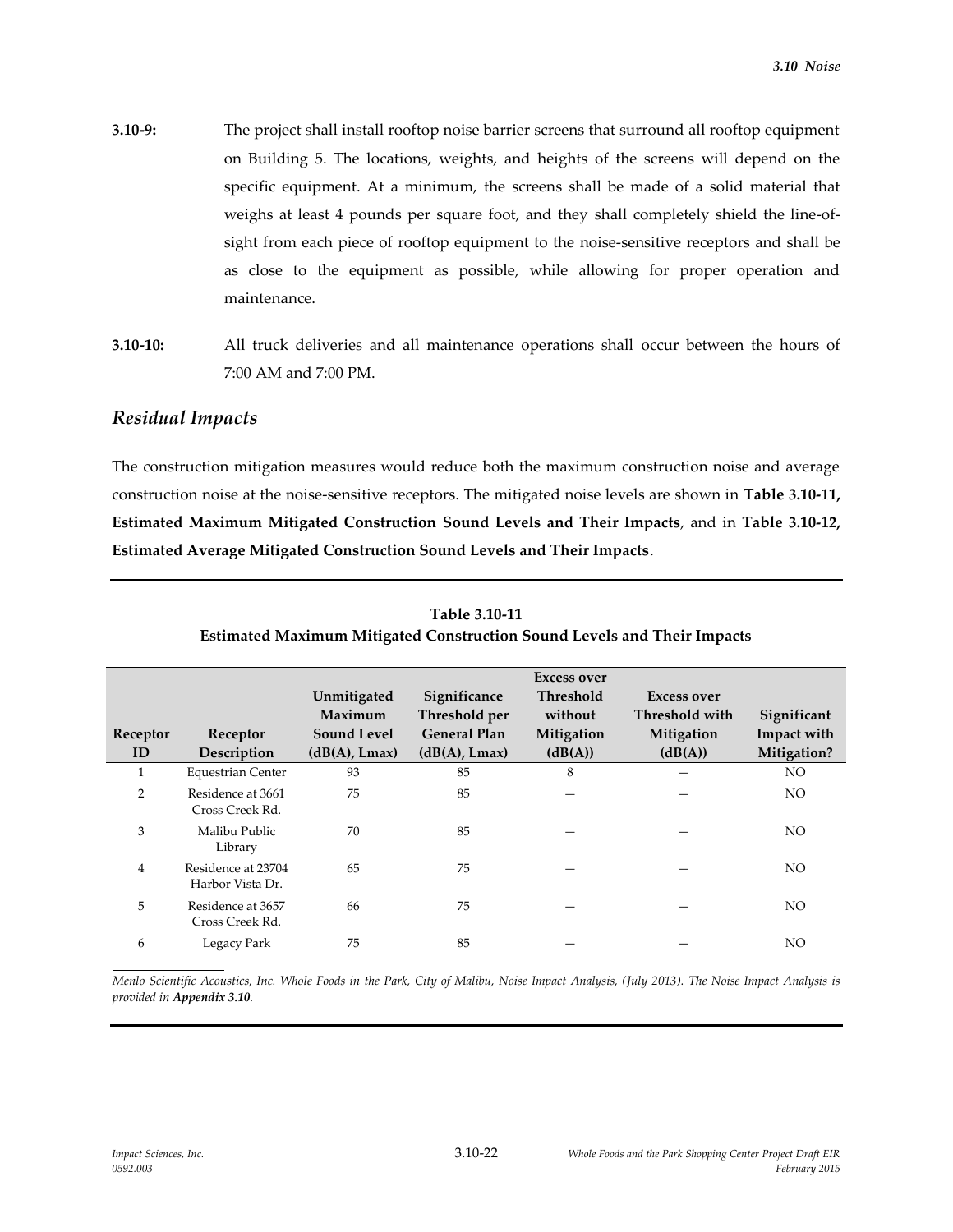**3.10-9:** The project shall install rooftop noise barrier screens that surround all rooftop equipment on Building 5. The locations, weights, and heights of the screens will depend on the specific equipment. At a minimum, the screens shall be made of a solid material that weighs at least 4 pounds per square foot, and they shall completely shield the line-of-sight from each piece of rooftop equipment to the noise-sensitive receptors and shall be as close to the equipment as possible, while allowing for proper operation and maintenance.

**3.10-10:** All truck deliveries and all maintenance operations shall occur between the hours of 7:00 AM and 7:00 PM.

## *Residual Impacts*

The construction mitigation measures would reduce both the maximum construction noise and average construction noise at the noise-sensitive receptors. The mitigated noise levels are shown in **Table 3.10-11, Estimated Maximum Mitigated Construction Sound Levels and Their Impacts**, and in **Table 3.10-12, Estimated Average Mitigated Construction Sound Levels and Their Impacts**.

**Table 3.10-11**
**Estimated Maximum Mitigated Construction Sound Levels and Their Impacts**

| Receptor ID | Receptor Description | Unmitigated Maximum Sound Level (dB(A), Lmax) | Significance Threshold per General Plan (dB(A), Lmax) | Excess over Threshold without Mitigation (dB(A)) | Excess over Threshold with Mitigation (dB(A)) | Significant Impact with Mitigation? |
|---|---|---|---|---|---|---|
| 1 | Equestrian Center | 93 | 85 | 8 | — | NO |
| 2 | Residence at 3661 Cross Creek Rd. | 75 | 85 | — | — | NO |
| 3 | Malibu Public Library | 70 | 85 | — | — | NO |
| 4 | Residence at 23704 Harbor Vista Dr. | 65 | 75 | — | — | NO |
| 5 | Residence at 3657 Cross Creek Rd. | 66 | 75 | — | — | NO |
| 6 | Legacy Park | 75 | 85 | — | — | NO |

*Menlo Scientific Acoustics, Inc. Whole Foods in the Park, City of Malibu, Noise Impact Analysis, (July 2013). The Noise Impact Analysis is provided in* ***Appendix 3.10****.*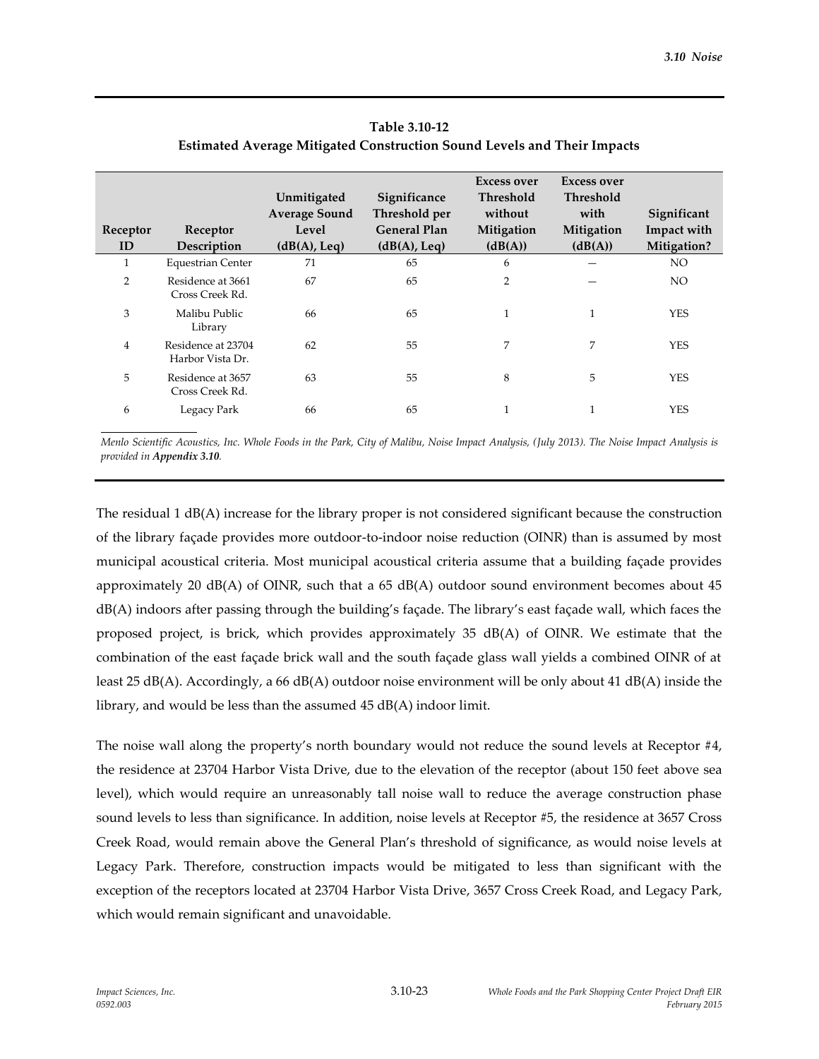**Table 3.10-12**
**Estimated Average Mitigated Construction Sound Levels and Their Impacts**

| Receptor ID | Receptor Description | Unmitigated Average Sound Level (dB(A), Leq) | Significance Threshold per General Plan (dB(A), Leq) | Excess over Threshold without Mitigation (dB(A)) | Excess over Threshold with Mitigation (dB(A)) | Significant Impact with Mitigation? |
|---|---|---|---|---|---|---|
| 1 | Equestrian Center | 71 | 65 | 6 | — | NO |
| 2 | Residence at 3661 Cross Creek Rd. | 67 | 65 | 2 | — | NO |
| 3 | Malibu Public Library | 66 | 65 | 1 | 1 | YES |
| 4 | Residence at 23704 Harbor Vista Dr. | 62 | 55 | 7 | 7 | YES |
| 5 | Residence at 3657 Cross Creek Rd. | 63 | 55 | 8 | 5 | YES |
| 6 | Legacy Park | 66 | 65 | 1 | 1 | YES |

*Menlo Scientific Acoustics, Inc. Whole Foods in the Park, City of Malibu, Noise Impact Analysis, (July 2013). The Noise Impact Analysis is provided in **Appendix 3.10**.*

The residual 1 dB(A) increase for the library proper is not considered significant because the construction of the library façade provides more outdoor-to-indoor noise reduction (OINR) than is assumed by most municipal acoustical criteria. Most municipal acoustical criteria assume that a building façade provides approximately 20 dB(A) of OINR, such that a 65 dB(A) outdoor sound environment becomes about 45 dB(A) indoors after passing through the building's façade. The library's east façade wall, which faces the proposed project, is brick, which provides approximately 35 dB(A) of OINR. We estimate that the combination of the east façade brick wall and the south façade glass wall yields a combined OINR of at least 25 dB(A). Accordingly, a 66 dB(A) outdoor noise environment will be only about 41 dB(A) inside the library, and would be less than the assumed 45 dB(A) indoor limit.

The noise wall along the property's north boundary would not reduce the sound levels at Receptor #4, the residence at 23704 Harbor Vista Drive, due to the elevation of the receptor (about 150 feet above sea level), which would require an unreasonably tall noise wall to reduce the average construction phase sound levels to less than significance. In addition, noise levels at Receptor #5, the residence at 3657 Cross Creek Road, would remain above the General Plan's threshold of significance, as would noise levels at Legacy Park. Therefore, construction impacts would be mitigated to less than significant with the exception of the receptors located at 23704 Harbor Vista Drive, 3657 Cross Creek Road, and Legacy Park, which would remain significant and unavoidable.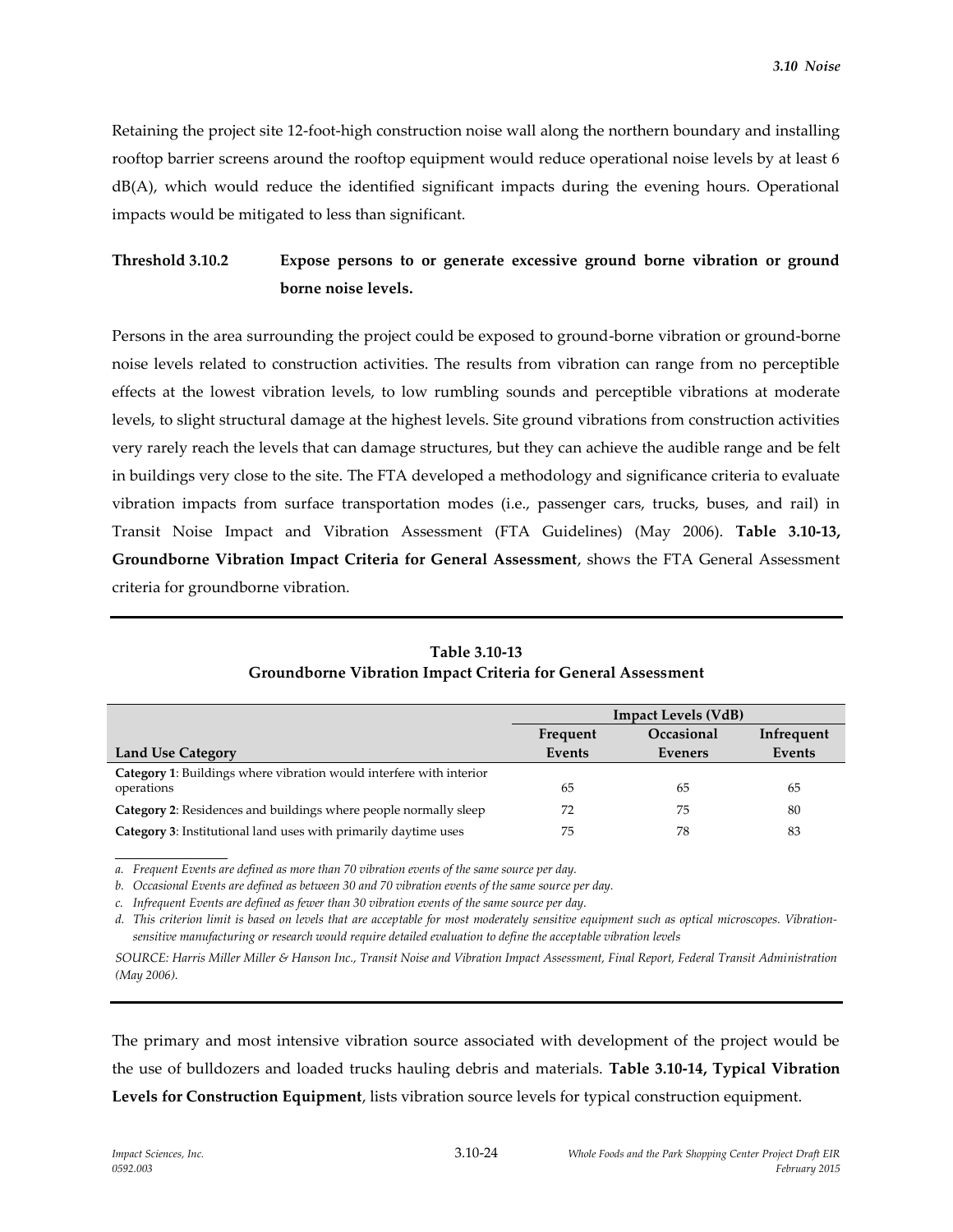Retaining the project site 12-foot-high construction noise wall along the northern boundary and installing rooftop barrier screens around the rooftop equipment would reduce operational noise levels by at least 6 dB(A), which would reduce the identified significant impacts during the evening hours. Operational impacts would be mitigated to less than significant.

**Threshold 3.10.2 Expose persons to or generate excessive ground borne vibration or ground borne noise levels.**

Persons in the area surrounding the project could be exposed to ground-borne vibration or ground-borne noise levels related to construction activities. The results from vibration can range from no perceptible effects at the lowest vibration levels, to low rumbling sounds and perceptible vibrations at moderate levels, to slight structural damage at the highest levels. Site ground vibrations from construction activities very rarely reach the levels that can damage structures, but they can achieve the audible range and be felt in buildings very close to the site. The FTA developed a methodology and significance criteria to evaluate vibration impacts from surface transportation modes (i.e., passenger cars, trucks, buses, and rail) in Transit Noise Impact and Vibration Assessment (FTA Guidelines) (May 2006). **Table 3.10-13, Groundborne Vibration Impact Criteria for General Assessment**, shows the FTA General Assessment criteria for groundborne vibration.

**Table 3.10-13**
**Groundborne Vibration Impact Criteria for General Assessment**

| | Impact Levels (VdB) | | |
|---|---|---|---|
| **Land Use Category** | **Frequent Events** | **Occasional Eveners** | **Infrequent Events** |
| **Category 1**: Buildings where vibration would interfere with interior operations | 65 | 65 | 65 |
| **Category 2**: Residences and buildings where people normally sleep | 72 | 75 | 80 |
| **Category 3**: Institutional land uses with primarily daytime uses | 75 | 78 | 83 |

*a. Frequent Events are defined as more than 70 vibration events of the same source per day.*

*b. Occasional Events are defined as between 30 and 70 vibration events of the same source per day.*

*c. Infrequent Events are defined as fewer than 30 vibration events of the same source per day.*

*d. This criterion limit is based on levels that are acceptable for most moderately sensitive equipment such as optical microscopes. Vibration-sensitive manufacturing or research would require detailed evaluation to define the acceptable vibration levels*

*SOURCE: Harris Miller Miller & Hanson Inc., Transit Noise and Vibration Impact Assessment, Final Report, Federal Transit Administration (May 2006).*

The primary and most intensive vibration source associated with development of the project would be the use of bulldozers and loaded trucks hauling debris and materials. **Table 3.10-14, Typical Vibration Levels for Construction Equipment**, lists vibration source levels for typical construction equipment.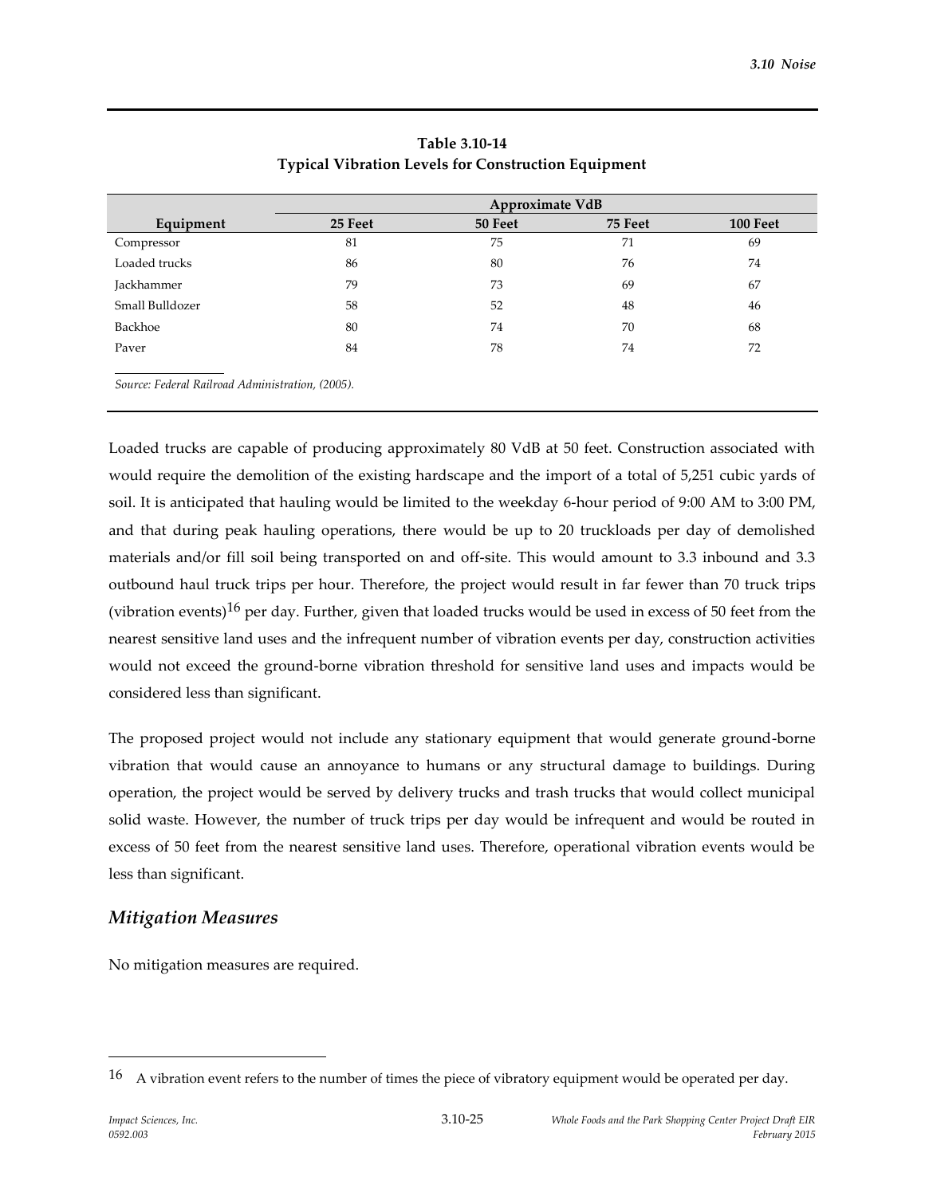**Table 3.10-14**
**Typical Vibration Levels for Construction Equipment**

| Equipment | Approximate VdB | | | |
|---|---|---|---|---|
| | 25 Feet | 50 Feet | 75 Feet | 100 Feet |
| Compressor | 81 | 75 | 71 | 69 |
| Loaded trucks | 86 | 80 | 76 | 74 |
| Jackhammer | 79 | 73 | 69 | 67 |
| Small Bulldozer | 58 | 52 | 48 | 46 |
| Backhoe | 80 | 74 | 70 | 68 |
| Paver | 84 | 78 | 74 | 72 |

*Source: Federal Railroad Administration, (2005).*

Loaded trucks are capable of producing approximately 80 VdB at 50 feet. Construction associated with would require the demolition of the existing hardscape and the import of a total of 5,251 cubic yards of soil. It is anticipated that hauling would be limited to the weekday 6-hour period of 9:00 AM to 3:00 PM, and that during peak hauling operations, there would be up to 20 truckloads per day of demolished materials and/or fill soil being transported on and off-site. This would amount to 3.3 inbound and 3.3 outbound haul truck trips per hour. Therefore, the project would result in far fewer than 70 truck trips (vibration events)[16] per day. Further, given that loaded trucks would be used in excess of 50 feet from the nearest sensitive land uses and the infrequent number of vibration events per day, construction activities would not exceed the ground-borne vibration threshold for sensitive land uses and impacts would be considered less than significant.

The proposed project would not include any stationary equipment that would generate ground-borne vibration that would cause an annoyance to humans or any structural damage to buildings. During operation, the project would be served by delivery trucks and trash trucks that would collect municipal solid waste. However, the number of truck trips per day would be infrequent and would be routed in excess of 50 feet from the nearest sensitive land uses. Therefore, operational vibration events would be less than significant.

### *Mitigation Measures*

No mitigation measures are required.

---

[16] A vibration event refers to the number of times the piece of vibratory equipment would be operated per day.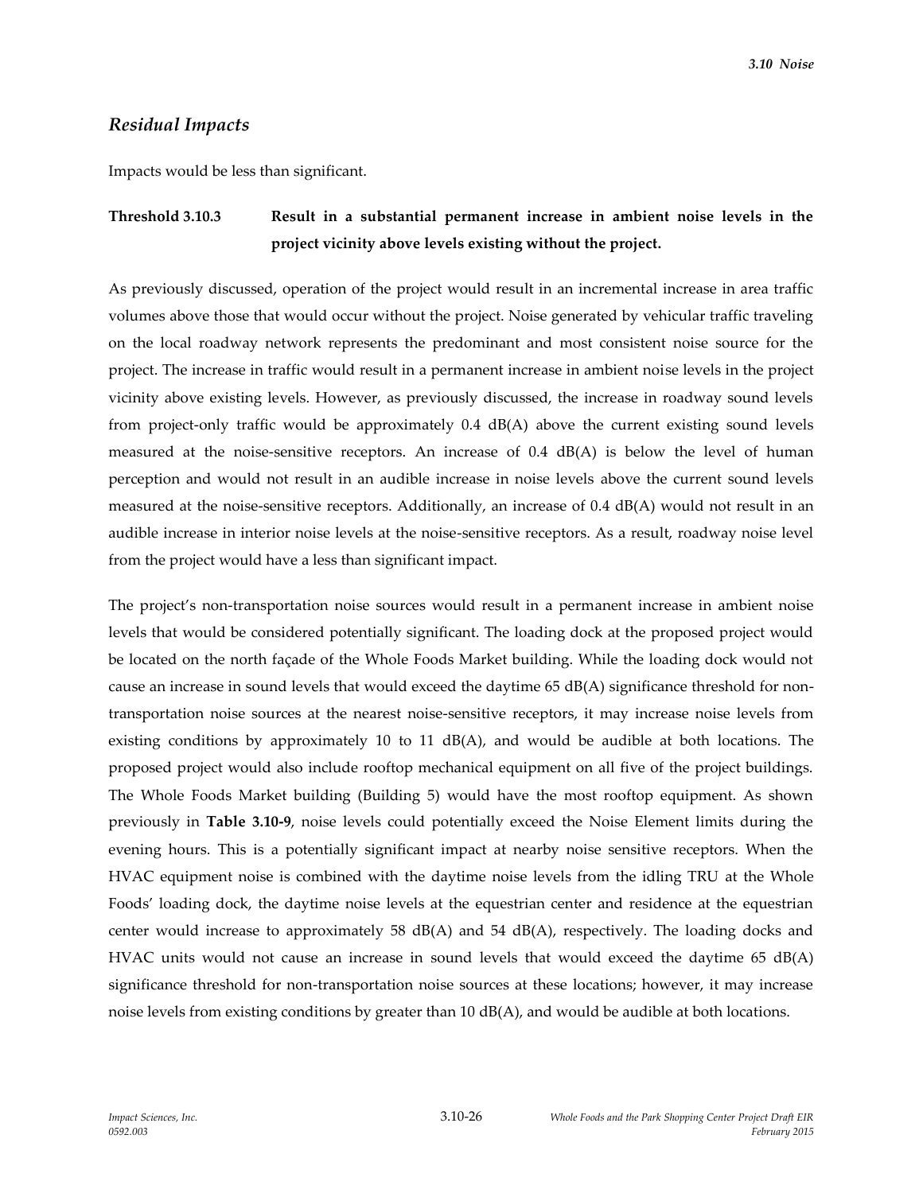## *Residual Impacts*

Impacts would be less than significant.

**Threshold 3.10.3 Result in a substantial permanent increase in ambient noise levels in the project vicinity above levels existing without the project.**

As previously discussed, operation of the project would result in an incremental increase in area traffic volumes above those that would occur without the project. Noise generated by vehicular traffic traveling on the local roadway network represents the predominant and most consistent noise source for the project. The increase in traffic would result in a permanent increase in ambient noise levels in the project vicinity above existing levels. However, as previously discussed, the increase in roadway sound levels from project-only traffic would be approximately 0.4 dB(A) above the current existing sound levels measured at the noise-sensitive receptors. An increase of 0.4 dB(A) is below the level of human perception and would not result in an audible increase in noise levels above the current sound levels measured at the noise-sensitive receptors. Additionally, an increase of 0.4 dB(A) would not result in an audible increase in interior noise levels at the noise-sensitive receptors. As a result, roadway noise level from the project would have a less than significant impact.

The project's non-transportation noise sources would result in a permanent increase in ambient noise levels that would be considered potentially significant. The loading dock at the proposed project would be located on the north façade of the Whole Foods Market building. While the loading dock would not cause an increase in sound levels that would exceed the daytime 65 dB(A) significance threshold for non-transportation noise sources at the nearest noise-sensitive receptors, it may increase noise levels from existing conditions by approximately 10 to 11 dB(A), and would be audible at both locations. The proposed project would also include rooftop mechanical equipment on all five of the project buildings. The Whole Foods Market building (Building 5) would have the most rooftop equipment. As shown previously in **Table 3.10-9**, noise levels could potentially exceed the Noise Element limits during the evening hours. This is a potentially significant impact at nearby noise sensitive receptors. When the HVAC equipment noise is combined with the daytime noise levels from the idling TRU at the Whole Foods' loading dock, the daytime noise levels at the equestrian center and residence at the equestrian center would increase to approximately 58 dB(A) and 54 dB(A), respectively. The loading docks and HVAC units would not cause an increase in sound levels that would exceed the daytime 65 dB(A) significance threshold for non-transportation noise sources at these locations; however, it may increase noise levels from existing conditions by greater than 10 dB(A), and would be audible at both locations.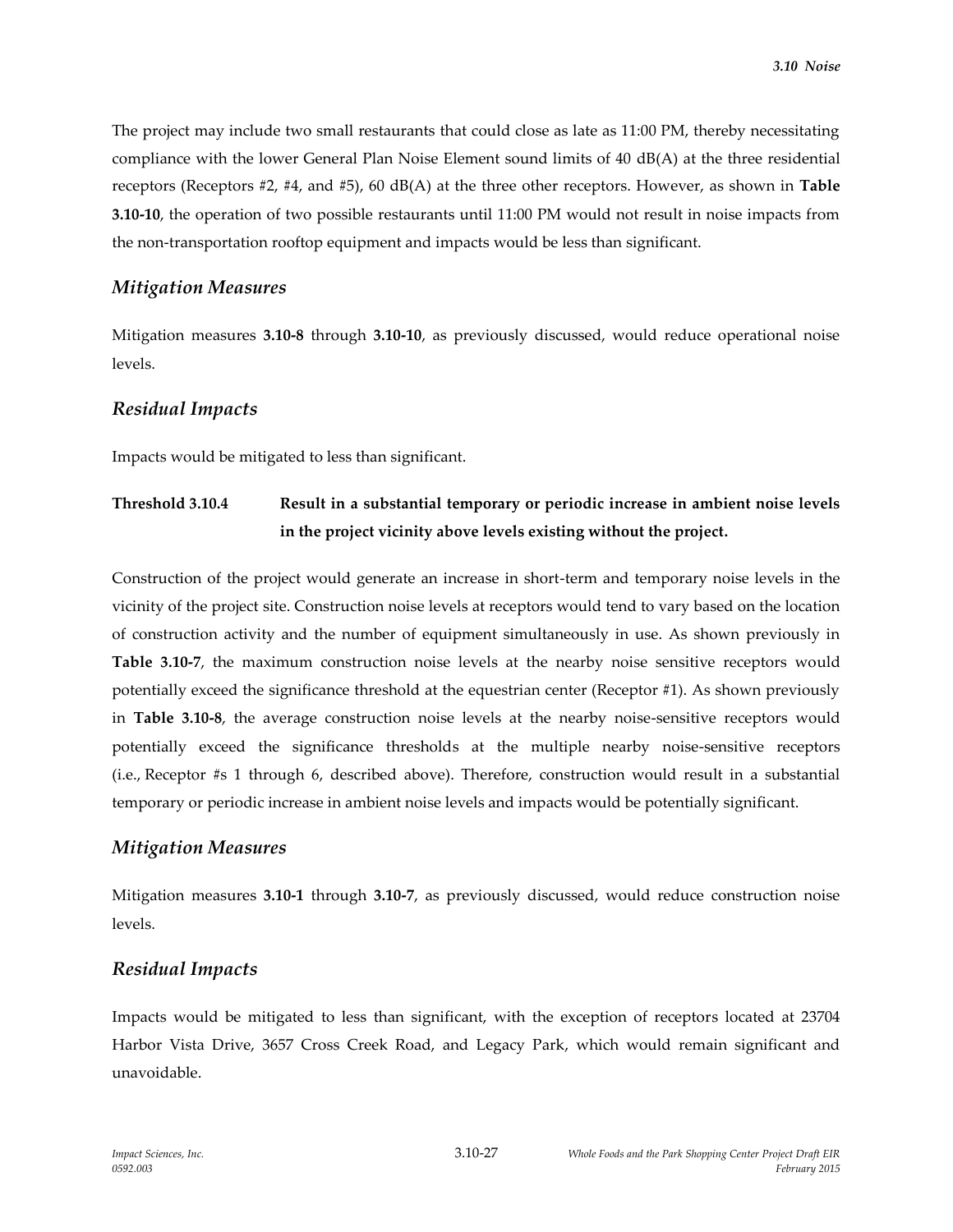The project may include two small restaurants that could close as late as 11:00 PM, thereby necessitating compliance with the lower General Plan Noise Element sound limits of 40 dB(A) at the three residential receptors (Receptors #2, #4, and #5), 60 dB(A) at the three other receptors. However, as shown in **Table 3.10-10**, the operation of two possible restaurants until 11:00 PM would not result in noise impacts from the non-transportation rooftop equipment and impacts would be less than significant.

### *Mitigation Measures*

Mitigation measures **3.10-8** through **3.10-10**, as previously discussed, would reduce operational noise levels.

### *Residual Impacts*

Impacts would be mitigated to less than significant.

**Threshold 3.10.4 Result in a substantial temporary or periodic increase in ambient noise levels in the project vicinity above levels existing without the project.**

Construction of the project would generate an increase in short-term and temporary noise levels in the vicinity of the project site. Construction noise levels at receptors would tend to vary based on the location of construction activity and the number of equipment simultaneously in use. As shown previously in **Table 3.10-7**, the maximum construction noise levels at the nearby noise sensitive receptors would potentially exceed the significance threshold at the equestrian center (Receptor #1). As shown previously in **Table 3.10-8**, the average construction noise levels at the nearby noise-sensitive receptors would potentially exceed the significance thresholds at the multiple nearby noise-sensitive receptors (i.e., Receptor #s 1 through 6, described above). Therefore, construction would result in a substantial temporary or periodic increase in ambient noise levels and impacts would be potentially significant.

### *Mitigation Measures*

Mitigation measures **3.10-1** through **3.10-7**, as previously discussed, would reduce construction noise levels.

### *Residual Impacts*

Impacts would be mitigated to less than significant, with the exception of receptors located at 23704 Harbor Vista Drive, 3657 Cross Creek Road, and Legacy Park, which would remain significant and unavoidable.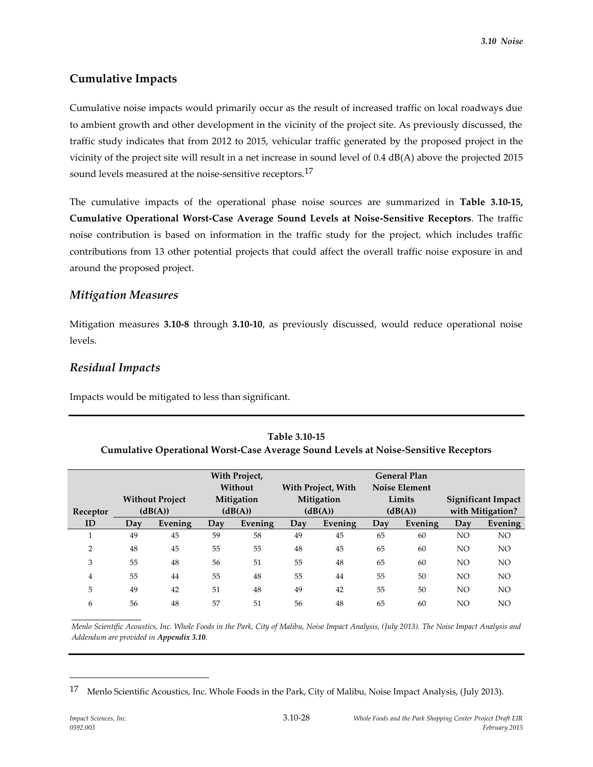## Cumulative Impacts

Cumulative noise impacts would primarily occur as the result of increased traffic on local roadways due to ambient growth and other development in the vicinity of the project site. As previously discussed, the traffic study indicates that from 2012 to 2015, vehicular traffic generated by the proposed project in the vicinity of the project site will result in a net increase in sound level of 0.4 dB(A) above the projected 2015 sound levels measured at the noise-sensitive receptors.[17]

The cumulative impacts of the operational phase noise sources are summarized in **Table 3.10-15, Cumulative Operational Worst-Case Average Sound Levels at Noise-Sensitive Receptors**. The traffic noise contribution is based on information in the traffic study for the project, which includes traffic contributions from 13 other potential projects that could affect the overall traffic noise exposure in and around the proposed project.

### *Mitigation Measures*

Mitigation measures **3.10-8** through **3.10-10**, as previously discussed, would reduce operational noise levels.

### *Residual Impacts*

Impacts would be mitigated to less than significant.

**Table 3.10-15**
**Cumulative Operational Worst-Case Average Sound Levels at Noise-Sensitive Receptors**

| Receptor | Without Project (dB(A)) | | With Project, Without Mitigation (dB(A)) | | With Project, With Mitigation (dB(A)) | | General Plan Noise Element Limits (dB(A)) | | Significant Impact with Mitigation? | |
|---|---|---|---|---|---|---|---|---|---|---|
| ID | Day | Evening | Day | Evening | Day | Evening | Day | Evening | Day | Evening |
| 1 | 49 | 45 | 59 | 58 | 49 | 45 | 65 | 60 | NO | NO |
| 2 | 48 | 45 | 55 | 55 | 48 | 45 | 65 | 60 | NO | NO |
| 3 | 55 | 48 | 56 | 51 | 55 | 48 | 65 | 60 | NO | NO |
| 4 | 55 | 44 | 55 | 48 | 55 | 44 | 55 | 50 | NO | NO |
| 5 | 49 | 42 | 51 | 48 | 49 | 42 | 55 | 50 | NO | NO |
| 6 | 56 | 48 | 57 | 51 | 56 | 48 | 65 | 60 | NO | NO |

*Menlo Scientific Acoustics, Inc. Whole Foods in the Park, City of Malibu, Noise Impact Analysis, (July 2013). The Noise Impact Analysis and Addendum are provided in* ***Appendix 3.10****.*

---

[17] Menlo Scientific Acoustics, Inc. Whole Foods in the Park, City of Malibu, Noise Impact Analysis, (July 2013).